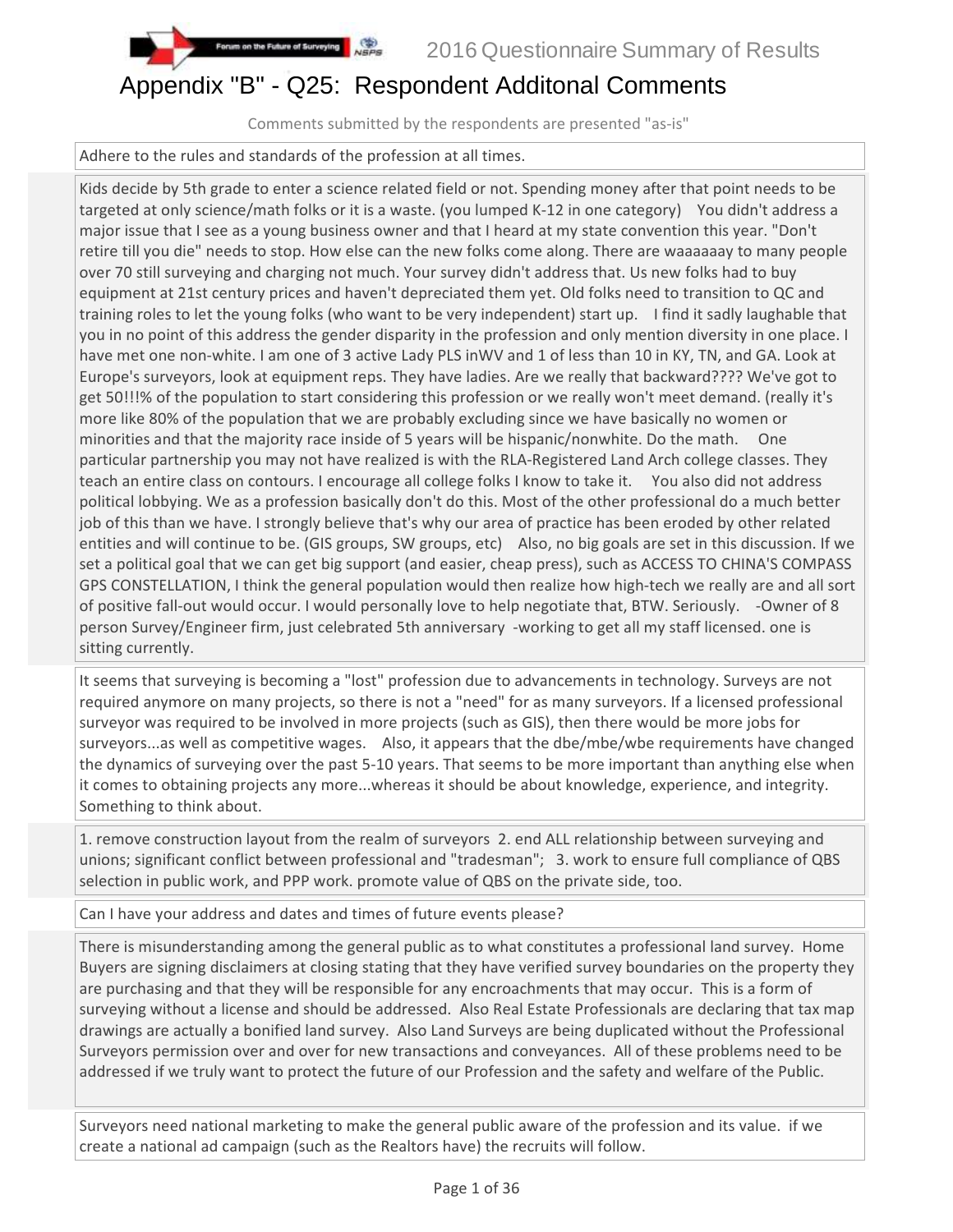# Appendix "B" - Q25: Respondent Additonal Comments

Comments submitted by the respondents are presented "as-is"

Adhere to the rules and standards of the profession at all times.

Kids decide by 5th grade to enter a science related field or not. Spending money after that point needs to be targeted at only science/math folks or it is a waste. (you lumped K-12 in one category) You didn't address a major issue that I see as a young business owner and that I heard at my state convention this year. "Don't retire till you die" needs to stop. How else can the new folks come along. There are waaaaaay to many people over 70 still surveying and charging not much. Your survey didn't address that. Us new folks had to buy equipment at 21st century prices and haven't depreciated them yet. Old folks need to transition to QC and training roles to let the young folks (who want to be very independent) start up. I find it sadly laughable that you in no point of this address the gender disparity in the profession and only mention diversity in one place. I have met one non-white. I am one of 3 active Lady PLS inWV and 1 of less than 10 in KY, TN, and GA. Look at Europe's surveyors, look at equipment reps. They have ladies. Are we really that backward???? We've got to get 50!!!% of the population to start considering this profession or we really won't meet demand. (really it's more like 80% of the population that we are probably excluding since we have basically no women or minorities and that the majority race inside of 5 years will be hispanic/nonwhite. Do the math. One particular partnership you may not have realized is with the RLA-Registered Land Arch college classes. They teach an entire class on contours. I encourage all college folks I know to take it. You also did not address political lobbying. We as a profession basically don't do this. Most of the other professional do a much better job of this than we have. I strongly believe that's why our area of practice has been eroded by other related entities and will continue to be. (GIS groups, SW groups, etc) Also, no big goals are set in this discussion. If we set a political goal that we can get big support (and easier, cheap press), such as ACCESS TO CHINA'S COMPASS GPS CONSTELLATION, I think the general population would then realize how high-tech we really are and all sort of positive fall-out would occur. I would personally love to help negotiate that, BTW. Seriously. -Owner of 8 person Survey/Engineer firm, just celebrated 5th anniversary -working to get all my staff licensed. one is sitting currently.

It seems that surveying is becoming a "lost" profession due to advancements in technology. Surveys are not required anymore on many projects, so there is not a "need" for as many surveyors. If a licensed professional surveyor was required to be involved in more projects (such as GIS), then there would be more jobs for surveyors...as well as competitive wages. Also, it appears that the dbe/mbe/wbe requirements have changed the dynamics of surveying over the past 5-10 years. That seems to be more important than anything else when it comes to obtaining projects any more...whereas it should be about knowledge, experience, and integrity. Something to think about.

1. remove construction layout from the realm of surveyors 2. end ALL relationship between surveying and unions; significant conflict between professional and "tradesman"; 3. work to ensure full compliance of QBS selection in public work, and PPP work. promote value of QBS on the private side, too.

Can I have your address and dates and times of future events please?

There is misunderstanding among the general public as to what constitutes a professional land survey. Home Buyers are signing disclaimers at closing stating that they have verified survey boundaries on the property they are purchasing and that they will be responsible for any encroachments that may occur. This is a form of surveying without a license and should be addressed. Also Real Estate Professionals are declaring that tax map drawings are actually a bonified land survey. Also Land Surveys are being duplicated without the Professional Surveyors permission over and over for new transactions and conveyances. All of these problems need to be addressed if we truly want to protect the future of our Profession and the safety and welfare of the Public.

Surveyors need national marketing to make the general public aware of the profession and its value. if we create a national ad campaign (such as the Realtors have) the recruits will follow.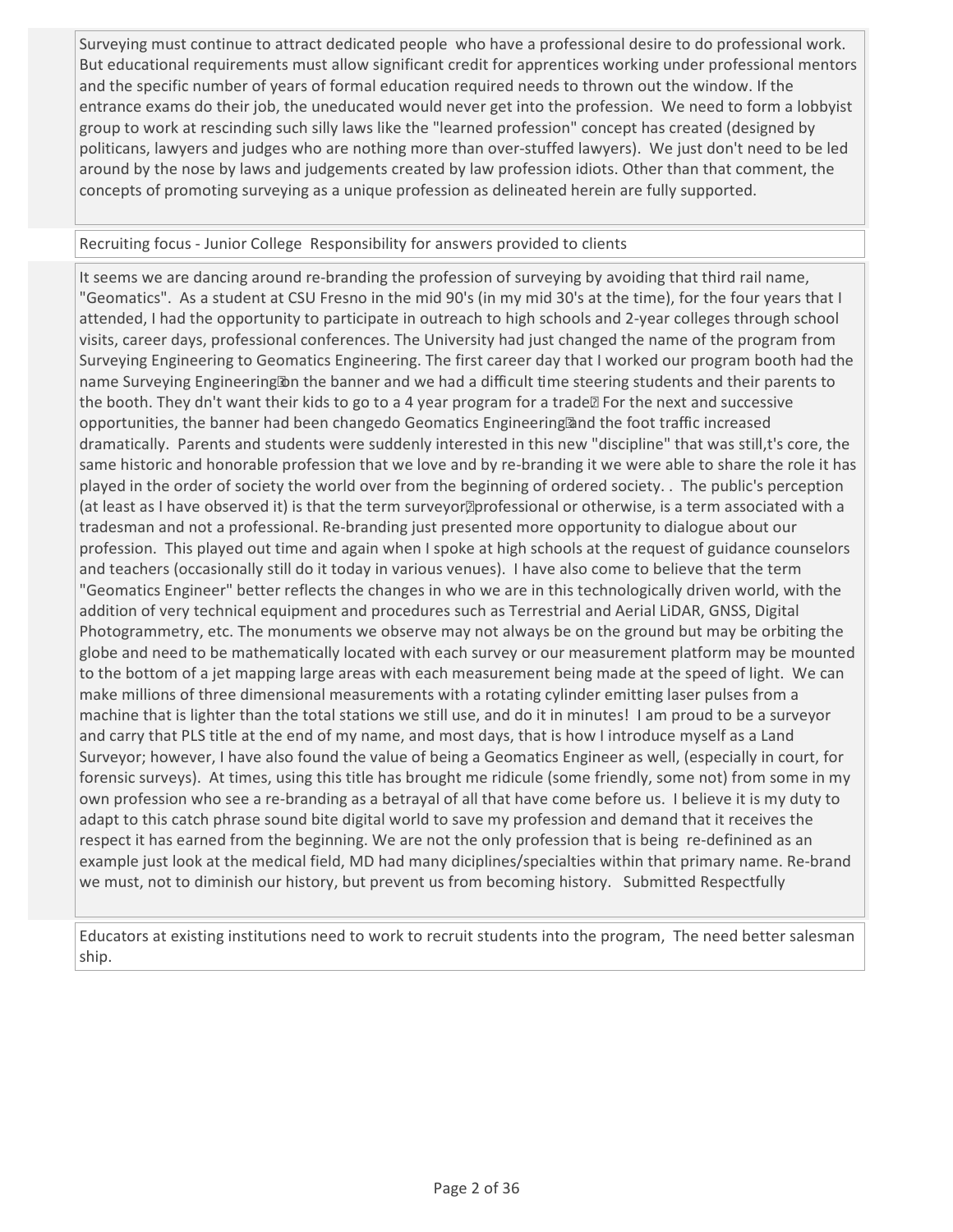Surveying must continue to attract dedicated people who have a professional desire to do professional work. But educational requirements must allow significant credit for apprentices working under professional mentors and the specific number of years of formal education required needs to thrown out the window. If the entrance exams do their job, the uneducated would never get into the profession. We need to form a lobbyist group to work at rescinding such silly laws like the "learned profession" concept has created (designed by politicans, lawyers and judges who are nothing more than over-stuffed lawyers). We just don't need to be led around by the nose by laws and judgements created by law profession idiots. Other than that comment, the concepts of promoting surveying as a unique profession as delineated herein are fully supported.

Recruiting focus - Junior College Responsibility for answers provided to clients

It seems we are dancing around re-branding the profession of surveying by avoiding that third rail name, "Geomatics". As a student at CSU Fresno in the mid 90's (in my mid 30's at the time), for the four years that I attended, I had the opportunity to participate in outreach to high schools and 2-year colleges through school visits, career days, professional conferences. The University had just changed the name of the program from Surveying Engineering to Geomatics Engineering. The first career day that I worked our program booth had the name Surveying Engineering�on the banner and we had a difficult time steering students and their parents to the booth. They dn't want their kids to go to a 4 year program for a trade� For the next and successive opportunities, the banner had been changedo Geomatics Engineering�and the foot traffic increased dramatically. Parents and students were suddenly interested in this new "discipline" that was still,t's core, the same historic and honorable profession that we love and by re-branding it we were able to share the role it has played in the order of society the world over from the beginning of ordered society. . The public's perception (at least as I have observed it) is that the term surveyor�professional or otherwise, is a term associated with a tradesman and not a professional. Re-branding just presented more opportunity to dialogue about our profession. This played out time and again when I spoke at high schools at the request of guidance counselors and teachers (occasionally still do it today in various venues). I have also come to believe that the term "Geomatics Engineer" better reflects the changes in who we are in this technologically driven world, with the addition of very technical equipment and procedures such as Terrestrial and Aerial LiDAR, GNSS, Digital Photogrammetry, etc. The monuments we observe may not always be on the ground but may be orbiting the globe and need to be mathematically located with each survey or our measurement platform may be mounted to the bottom of a jet mapping large areas with each measurement being made at the speed of light. We can make millions of three dimensional measurements with a rotating cylinder emitting laser pulses from a machine that is lighter than the total stations we still use, and do it in minutes! I am proud to be a surveyor and carry that PLS title at the end of my name, and most days, that is how I introduce myself as a Land Surveyor; however, I have also found the value of being a Geomatics Engineer as well, (especially in court, for forensic surveys). At times, using this title has brought me ridicule (some friendly, some not) from some in my own profession who see a re-branding as a betrayal of all that have come before us. I believe it is my duty to adapt to this catch phrase sound bite digital world to save my profession and demand that it receives the respect it has earned from the beginning. We are not the only profession that is being re-definined as an example just look at the medical field, MD had many diciplines/specialties within that primary name. Re-brand we must, not to diminish our history, but prevent us from becoming history. Submitted Respectfully

Educators at existing institutions need to work to recruit students into the program, The need better salesman ship.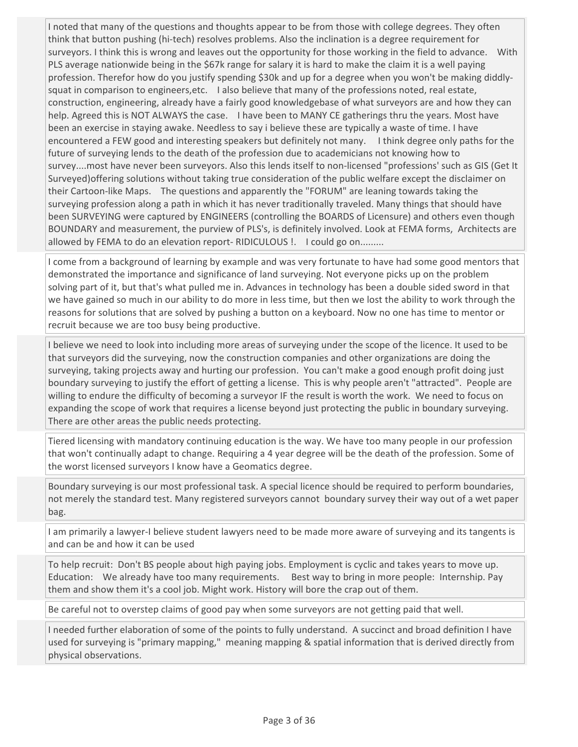I noted that many of the questions and thoughts appear to be from those with college degrees. They often think that button pushing (hi-tech) resolves problems. Also the inclination is a degree requirement for surveyors. I think this is wrong and leaves out the opportunity for those working in the field to advance.  With PLS average nationwide being in the $67k range for salary it is hard to make the claim it is a well paying profession. Therefor how do you justify spending $30k and up for a degree when you won't be making diddly-squat in comparison to engineers,etc.  I also believe that many of the professions noted, real estate, construction, engineering, already have a fairly good knowledgebase of what surveyors are and how they can help. Agreed this is NOT ALWAYS the case.  I have been to MANY CE gatherings thru the years. Most have been an exercise in staying awake. Needless to say i believe these are typically a waste of time. I have encountered a FEW good and interesting speakers but definitely not many.  I think degree only paths for the future of surveying lends to the death of the profession due to academicians not knowing how to survey....most have never been surveyors. Also this lends itself to non-licensed "professions' such as GIS (Get It Surveyed)offering solutions without taking true consideration of the public welfare except the disclaimer on their Cartoon-like Maps.  The questions and apparently the "FORUM" are leaning towards taking the surveying profession along a path in which it has never traditionally traveled. Many things that should have been SURVEYING were captured by ENGINEERS (controlling the BOARDS of Licensure) and others even though BOUNDARY and measurement, the purview of PLS's, is definitely involved. Look at FEMA forms, Architects are allowed by FEMA to do an elevation report- RIDICULOUS !.  I could go on.........

I come from a background of learning by example and was very fortunate to have had some good mentors that demonstrated the importance and significance of land surveying. Not everyone picks up on the problem solving part of it, but that's what pulled me in. Advances in technology has been a double sided sword in that we have gained so much in our ability to do more in less time, but then we lost the ability to work through the reasons for solutions that are solved by pushing a button on a keyboard. Now no one has time to mentor or recruit because we are too busy being productive.

I believe we need to look into including more areas of surveying under the scope of the licence. It used to be that surveyors did the surveying, now the construction companies and other organizations are doing the surveying, taking projects away and hurting our profession. You can't make a good enough profit doing just boundary surveying to justify the effort of getting a license. This is why people aren't "attracted". People are willing to endure the difficulty of becoming a surveyor IF the result is worth the work. We need to focus on expanding the scope of work that requires a license beyond just protecting the public in boundary surveying. There are other areas the public needs protecting.

Tiered licensing with mandatory continuing education is the way. We have too many people in our profession that won't continually adapt to change. Requiring a 4 year degree will be the death of the profession. Some of the worst licensed surveyors I know have a Geomatics degree.

Boundary surveying is our most professional task. A special licence should be required to perform boundaries, not merely the standard test. Many registered surveyors cannot boundary survey their way out of a wet paper bag.

I am primarily a lawyer-I believe student lawyers need to be made more aware of surveying and its tangents is and can be and how it can be used

To help recruit: Don't BS people about high paying jobs. Employment is cyclic and takes years to move up. Education:  We already have too many requirements.  Best way to bring in more people: Internship. Pay them and show them it's a cool job. Might work. History will bore the crap out of them.

Be careful not to overstep claims of good pay when some surveyors are not getting paid that well.

I needed further elaboration of some of the points to fully understand. A succinct and broad definition I have used for surveying is "primary mapping," meaning mapping & spatial information that is derived directly from physical observations.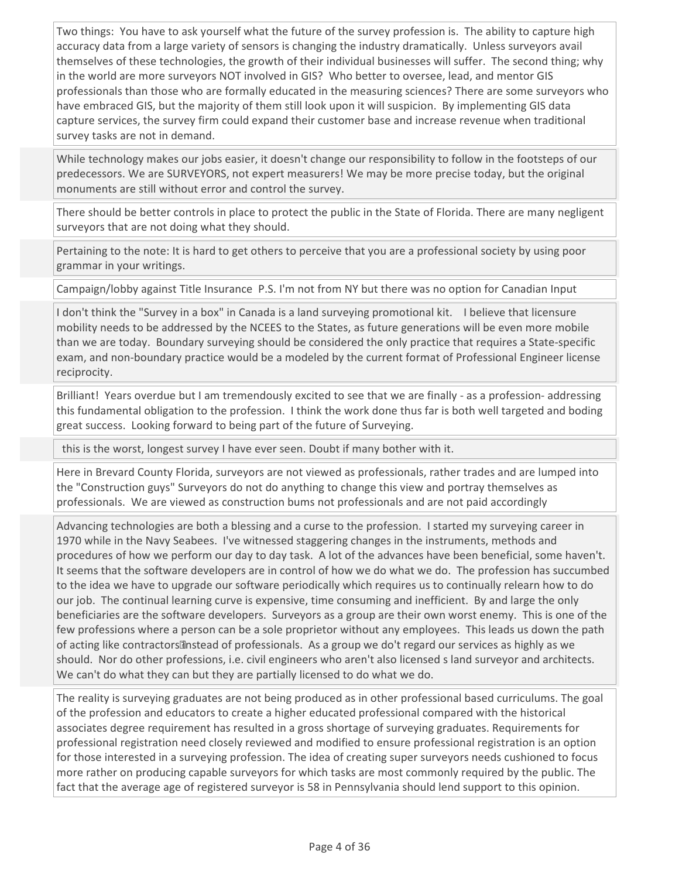Two things: You have to ask yourself what the future of the survey profession is. The ability to capture high accuracy data from a large variety of sensors is changing the industry dramatically. Unless surveyors avail themselves of these technologies, the growth of their individual businesses will suffer. The second thing; why in the world are more surveyors NOT involved in GIS? Who better to oversee, lead, and mentor GIS professionals than those who are formally educated in the measuring sciences? There are some surveyors who have embraced GIS, but the majority of them still look upon it will suspicion. By implementing GIS data capture services, the survey firm could expand their customer base and increase revenue when traditional survey tasks are not in demand.

While technology makes our jobs easier, it doesn't change our responsibility to follow in the footsteps of our predecessors. We are SURVEYORS, not expert measurers! We may be more precise today, but the original monuments are still without error and control the survey.

There should be better controls in place to protect the public in the State of Florida. There are many negligent surveyors that are not doing what they should.

Pertaining to the note: It is hard to get others to perceive that you are a professional society by using poor grammar in your writings.

Campaign/lobby against Title Insurance P.S. I'm not from NY but there was no option for Canadian Input

I don't think the "Survey in a box" in Canada is a land surveying promotional kit. I believe that licensure mobility needs to be addressed by the NCEES to the States, as future generations will be even more mobile than we are today. Boundary surveying should be considered the only practice that requires a State-specific exam, and non-boundary practice would be a modeled by the current format of Professional Engineer license reciprocity.

Brilliant! Years overdue but I am tremendously excited to see that we are finally - as a profession- addressing this fundamental obligation to the profession. I think the work done thus far is both well targeted and boding great success. Looking forward to being part of the future of Surveying.

this is the worst, longest survey I have ever seen. Doubt if many bother with it.

Here in Brevard County Florida, surveyors are not viewed as professionals, rather trades and are lumped into the "Construction guys" Surveyors do not do anything to change this view and portray themselves as professionals. We are viewed as construction bums not professionals and are not paid accordingly

Advancing technologies are both a blessing and a curse to the profession. I started my surveying career in 1970 while in the Navy Seabees. I've witnessed staggering changes in the instruments, methods and procedures of how we perform our day to day task. A lot of the advances have been beneficial, some haven't. It seems that the software developers are in control of how we do what we do. The profession has succumbed to the idea we have to upgrade our software periodically which requires us to continually relearn how to do our job. The continual learning curve is expensive, time consuming and inefficient. By and large the only beneficiaries are the software developers. Surveyors as a group are their own worst enemy. This is one of the few professions where a person can be a sole proprietor without any employees. This leads us down the path of acting like contractors instead of professionals. As a group we do't regard our services as highly as we should. Nor do other professions, i.e. civil engineers who aren't also licensed s land surveyor and architects. We can't do what they can but they are partially licensed to do what we do.

The reality is surveying graduates are not being produced as in other professional based curriculums. The goal of the profession and educators to create a higher educated professional compared with the historical associates degree requirement has resulted in a gross shortage of surveying graduates. Requirements for professional registration need closely reviewed and modified to ensure professional registration is an option for those interested in a surveying profession. The idea of creating super surveyors needs cushioned to focus more rather on producing capable surveyors for which tasks are most commonly required by the public. The fact that the average age of registered surveyor is 58 in Pennsylvania should lend support to this opinion.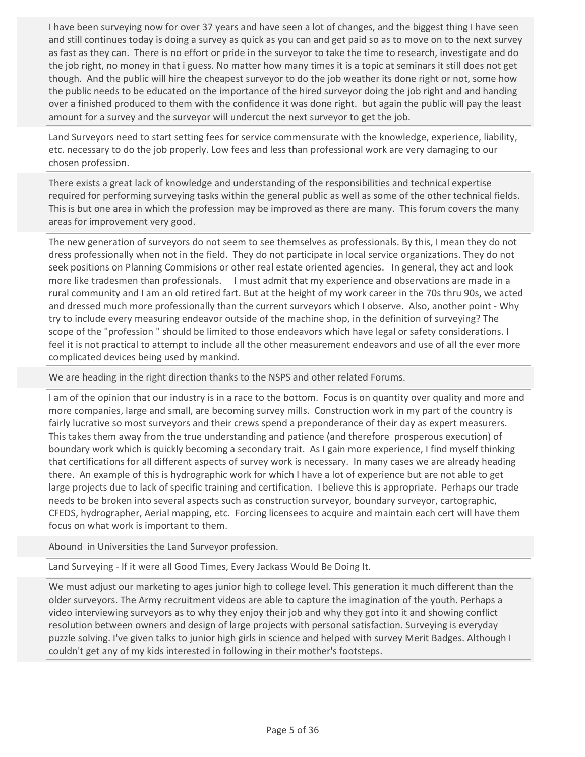I have been surveying now for over 37 years and have seen a lot of changes, and the biggest thing I have seen and still continues today is doing a survey as quick as you can and get paid so as to move on to the next survey as fast as they can. There is no effort or pride in the surveyor to take the time to research, investigate and do the job right, no money in that i guess. No matter how many times it is a topic at seminars it still does not get though. And the public will hire the cheapest surveyor to do the job weather its done right or not, some how the public needs to be educated on the importance of the hired surveyor doing the job right and and handing over a finished produced to them with the confidence it was done right. but again the public will pay the least amount for a survey and the surveyor will undercut the next surveyor to get the job.

Land Surveyors need to start setting fees for service commensurate with the knowledge, experience, liability, etc. necessary to do the job properly. Low fees and less than professional work are very damaging to our chosen profession.

There exists a great lack of knowledge and understanding of the responsibilities and technical expertise required for performing surveying tasks within the general public as well as some of the other technical fields. This is but one area in which the profession may be improved as there are many. This forum covers the many areas for improvement very good.

The new generation of surveyors do not seem to see themselves as professionals. By this, I mean they do not dress professionally when not in the field. They do not participate in local service organizations. They do not seek positions on Planning Commisions or other real estate oriented agencies. In general, they act and look more like tradesmen than professionals. I must admit that my experience and observations are made in a rural community and I am an old retired fart. But at the height of my work career in the 70s thru 90s, we acted and dressed much more professionally than the current surveyors which I observe. Also, another point - Why try to include every measuring endeavor outside of the machine shop, in the definition of surveying? The scope of the "profession " should be limited to those endeavors which have legal or safety considerations. I feel it is not practical to attempt to include all the other measurement endeavors and use of all the ever more complicated devices being used by mankind.

We are heading in the right direction thanks to the NSPS and other related Forums.

I am of the opinion that our industry is in a race to the bottom. Focus is on quantity over quality and more and more companies, large and small, are becoming survey mills. Construction work in my part of the country is fairly lucrative so most surveyors and their crews spend a preponderance of their day as expert measurers. This takes them away from the true understanding and patience (and therefore prosperous execution) of boundary work which is quickly becoming a secondary trait. As I gain more experience, I find myself thinking that certifications for all different aspects of survey work is necessary. In many cases we are already heading there. An example of this is hydrographic work for which I have a lot of experience but are not able to get large projects due to lack of specific training and certification. I believe this is appropriate. Perhaps our trade needs to be broken into several aspects such as construction surveyor, boundary surveyor, cartographic, CFEDS, hydrographer, Aerial mapping, etc. Forcing licensees to acquire and maintain each cert will have them focus on what work is important to them.

Abound in Universities the Land Surveyor profession.

Land Surveying - If it were all Good Times, Every Jackass Would Be Doing It.

We must adjust our marketing to ages junior high to college level. This generation it much different than the older surveyors. The Army recruitment videos are able to capture the imagination of the youth. Perhaps a video interviewing surveyors as to why they enjoy their job and why they got into it and showing conflict resolution between owners and design of large projects with personal satisfaction. Surveying is everyday puzzle solving. I've given talks to junior high girls in science and helped with survey Merit Badges. Although I couldn't get any of my kids interested in following in their mother's footsteps.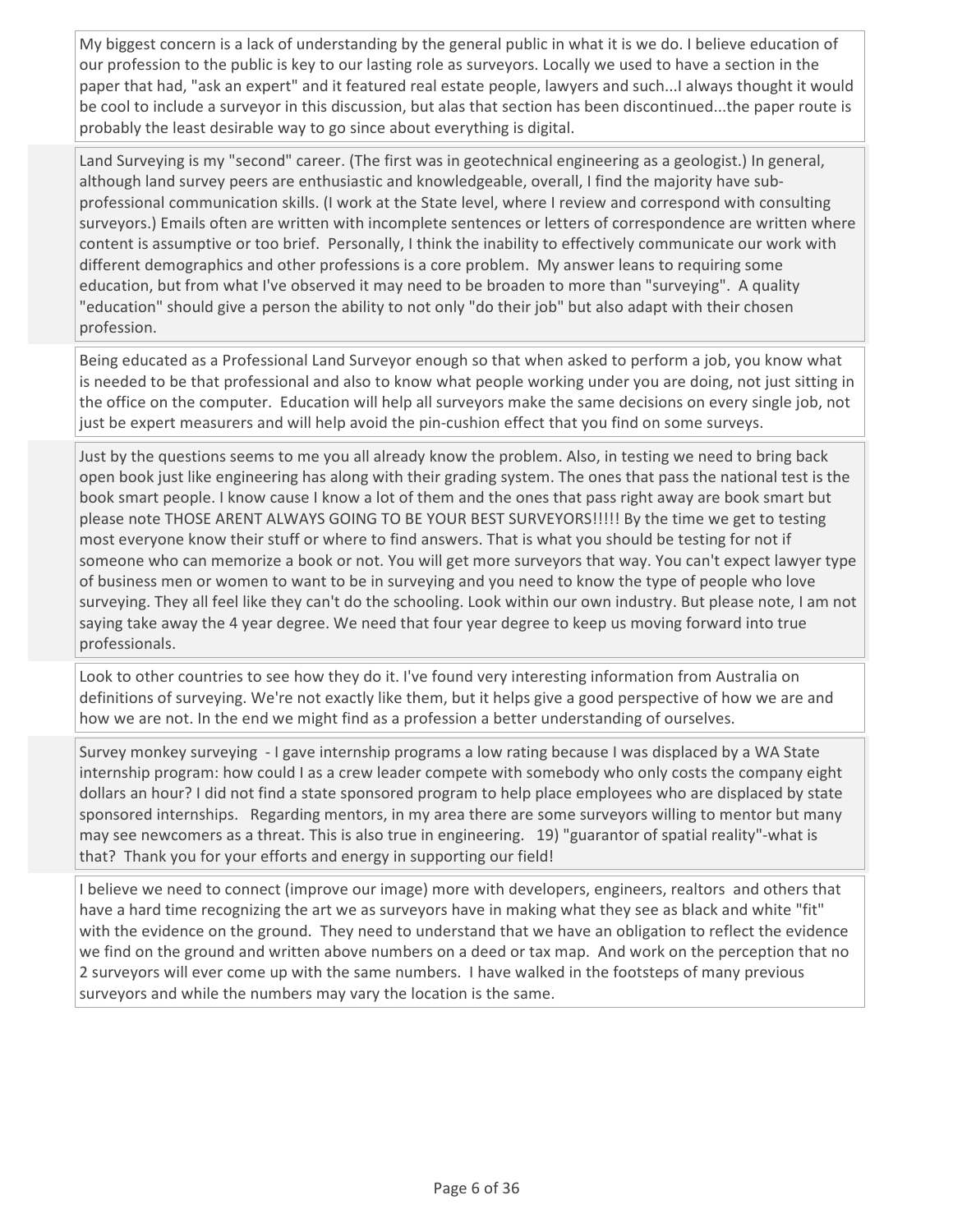My biggest concern is a lack of understanding by the general public in what it is we do. I believe education of our profession to the public is key to our lasting role as surveyors. Locally we used to have a section in the paper that had, "ask an expert" and it featured real estate people, lawyers and such...I always thought it would be cool to include a surveyor in this discussion, but alas that section has been discontinued...the paper route is probably the least desirable way to go since about everything is digital.

Land Surveying is my "second" career. (The first was in geotechnical engineering as a geologist.) In general, although land survey peers are enthusiastic and knowledgeable, overall, I find the majority have sub-professional communication skills. (I work at the State level, where I review and correspond with consulting surveyors.) Emails often are written with incomplete sentences or letters of correspondence are written where content is assumptive or too brief. Personally, I think the inability to effectively communicate our work with different demographics and other professions is a core problem. My answer leans to requiring some education, but from what I've observed it may need to be broaden to more than "surveying". A quality "education" should give a person the ability to not only "do their job" but also adapt with their chosen profession.

Being educated as a Professional Land Surveyor enough so that when asked to perform a job, you know what is needed to be that professional and also to know what people working under you are doing, not just sitting in the office on the computer. Education will help all surveyors make the same decisions on every single job, not just be expert measurers and will help avoid the pin-cushion effect that you find on some surveys.

Just by the questions seems to me you all already know the problem. Also, in testing we need to bring back open book just like engineering has along with their grading system. The ones that pass the national test is the book smart people. I know cause I know a lot of them and the ones that pass right away are book smart but please note THOSE ARENT ALWAYS GOING TO BE YOUR BEST SURVEYORS!!!!! By the time we get to testing most everyone know their stuff or where to find answers. That is what you should be testing for not if someone who can memorize a book or not. You will get more surveyors that way. You can't expect lawyer type of business men or women to want to be in surveying and you need to know the type of people who love surveying. They all feel like they can't do the schooling. Look within our own industry. But please note, I am not saying take away the 4 year degree. We need that four year degree to keep us moving forward into true professionals.

Look to other countries to see how they do it. I've found very interesting information from Australia on definitions of surveying. We're not exactly like them, but it helps give a good perspective of how we are and how we are not. In the end we might find as a profession a better understanding of ourselves.

Survey monkey surveying - I gave internship programs a low rating because I was displaced by a WA State internship program: how could I as a crew leader compete with somebody who only costs the company eight dollars an hour? I did not find a state sponsored program to help place employees who are displaced by state sponsored internships. Regarding mentors, in my area there are some surveyors willing to mentor but many may see newcomers as a threat. This is also true in engineering. 19) "guarantor of spatial reality"-what is that? Thank you for your efforts and energy in supporting our field!

I believe we need to connect (improve our image) more with developers, engineers, realtors and others that have a hard time recognizing the art we as surveyors have in making what they see as black and white "fit" with the evidence on the ground. They need to understand that we have an obligation to reflect the evidence we find on the ground and written above numbers on a deed or tax map. And work on the perception that no 2 surveyors will ever come up with the same numbers. I have walked in the footsteps of many previous surveyors and while the numbers may vary the location is the same.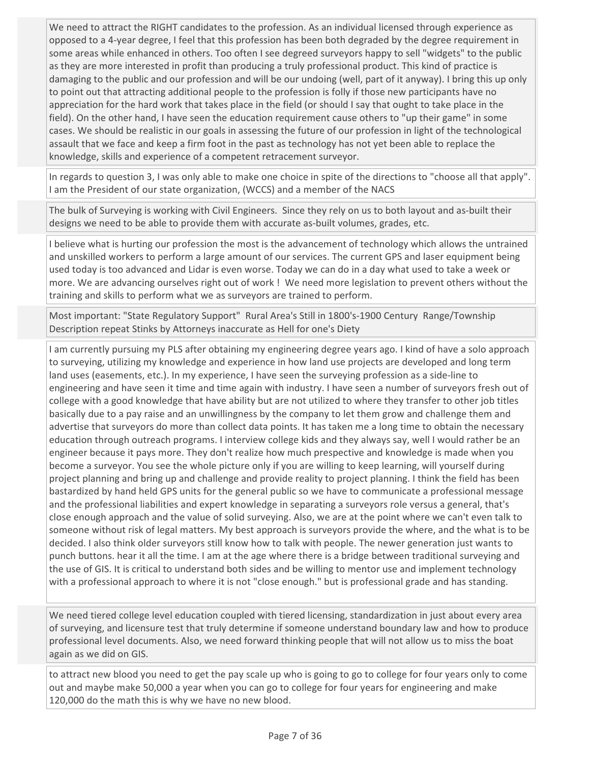We need to attract the RIGHT candidates to the profession. As an individual licensed through experience as opposed to a 4-year degree, I feel that this profession has been both degraded by the degree requirement in some areas while enhanced in others. Too often I see degreed surveyors happy to sell "widgets" to the public as they are more interested in profit than producing a truly professional product. This kind of practice is damaging to the public and our profession and will be our undoing (well, part of it anyway). I bring this up only to point out that attracting additional people to the profession is folly if those new participants have no appreciation for the hard work that takes place in the field (or should I say that ought to take place in the field). On the other hand, I have seen the education requirement cause others to "up their game" in some cases. We should be realistic in our goals in assessing the future of our profession in light of the technological assault that we face and keep a firm foot in the past as technology has not yet been able to replace the knowledge, skills and experience of a competent retracement surveyor.

In regards to question 3, I was only able to make one choice in spite of the directions to "choose all that apply". I am the President of our state organization, (WCCS) and a member of the NACS

The bulk of Surveying is working with Civil Engineers. Since they rely on us to both layout and as-built their designs we need to be able to provide them with accurate as-built volumes, grades, etc.

I believe what is hurting our profession the most is the advancement of technology which allows the untrained and unskilled workers to perform a large amount of our services. The current GPS and laser equipment being used today is too advanced and Lidar is even worse. Today we can do in a day what used to take a week or more. We are advancing ourselves right out of work ! We need more legislation to prevent others without the training and skills to perform what we as surveyors are trained to perform.

Most important: "State Regulatory Support" Rural Area's Still in 1800's-1900 Century Range/Township Description repeat Stinks by Attorneys inaccurate as Hell for one's Diety

I am currently pursuing my PLS after obtaining my engineering degree years ago. I kind of have a solo approach to surveying, utilizing my knowledge and experience in how land use projects are developed and long term land uses (easements, etc.). In my experience, I have seen the surveying profession as a side-line to engineering and have seen it time and time again with industry. I have seen a number of surveyors fresh out of college with a good knowledge that have ability but are not utilized to where they transfer to other job titles basically due to a pay raise and an unwillingness by the company to let them grow and challenge them and advertise that surveyors do more than collect data points. It has taken me a long time to obtain the necessary education through outreach programs. I interview college kids and they always say, well I would rather be an engineer because it pays more. They don't realize how much prespective and knowledge is made when you become a surveyor. You see the whole picture only if you are willing to keep learning, will yourself during project planning and bring up and challenge and provide reality to project planning. I think the field has been bastardized by hand held GPS units for the general public so we have to communicate a professional message and the professional liabilities and expert knowledge in separating a surveyors role versus a general, that's close enough approach and the value of solid surveying. Also, we are at the point where we can't even talk to someone without risk of legal matters. My best approach is surveyors provide the where, and the what is to be decided. I also think older surveyors still know how to talk with people. The newer generation just wants to punch buttons. hear it all the time. I am at the age where there is a bridge between traditional surveying and the use of GIS. It is critical to understand both sides and be willing to mentor use and implement technology with a professional approach to where it is not "close enough." but is professional grade and has standing.

We need tiered college level education coupled with tiered licensing, standardization in just about every area of surveying, and licensure test that truly determine if someone understand boundary law and how to produce professional level documents. Also, we need forward thinking people that will not allow us to miss the boat again as we did on GIS.

to attract new blood you need to get the pay scale up who is going to go to college for four years only to come out and maybe make 50,000 a year when you can go to college for four years for engineering and make 120,000 do the math this is why we have no new blood.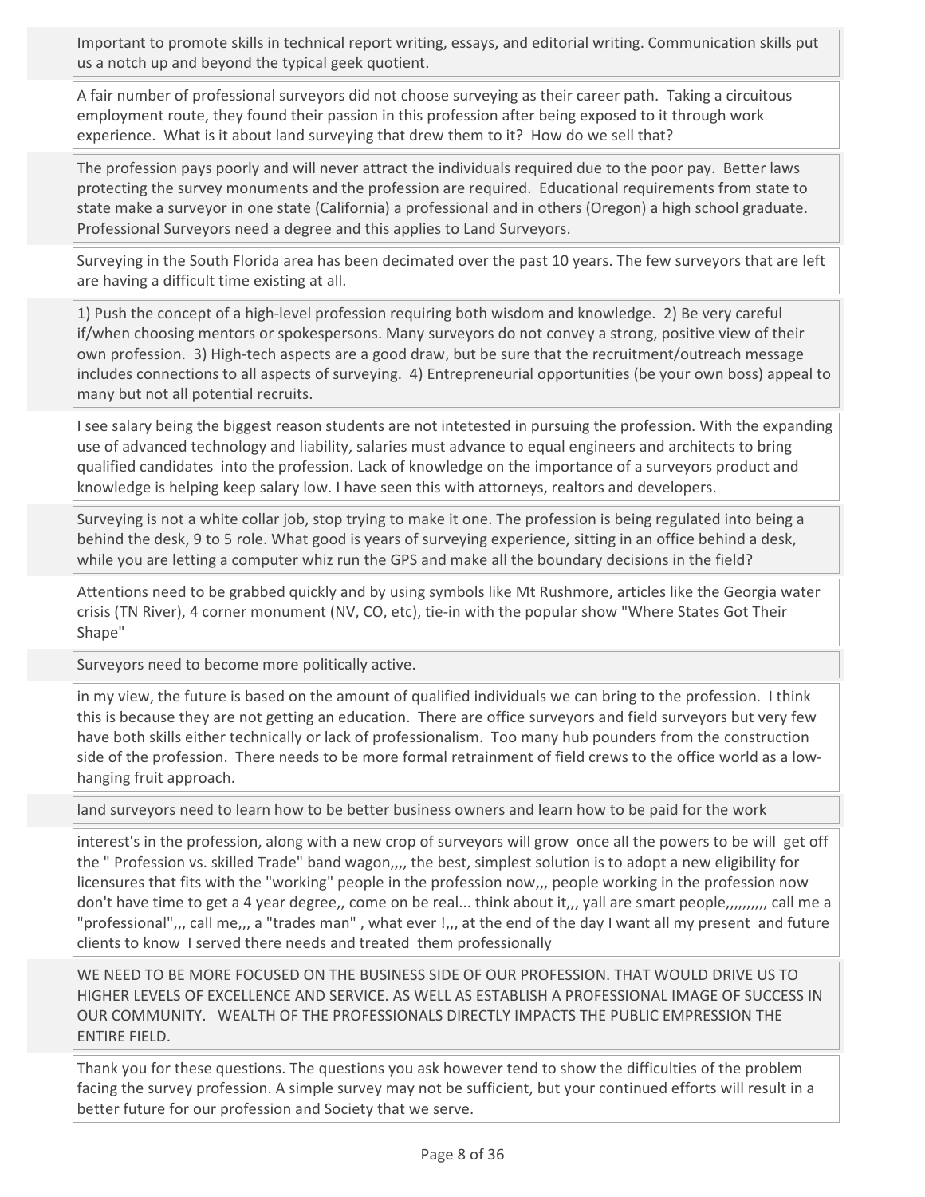Important to promote skills in technical report writing, essays, and editorial writing. Communication skills put us a notch up and beyond the typical geek quotient.

A fair number of professional surveyors did not choose surveying as their career path. Taking a circuitous employment route, they found their passion in this profession after being exposed to it through work experience. What is it about land surveying that drew them to it? How do we sell that?

The profession pays poorly and will never attract the individuals required due to the poor pay. Better laws protecting the survey monuments and the profession are required. Educational requirements from state to state make a surveyor in one state (California) a professional and in others (Oregon) a high school graduate. Professional Surveyors need a degree and this applies to Land Surveyors.

Surveying in the South Florida area has been decimated over the past 10 years. The few surveyors that are left are having a difficult time existing at all.

1) Push the concept of a high-level profession requiring both wisdom and knowledge. 2) Be very careful if/when choosing mentors or spokespersons. Many surveyors do not convey a strong, positive view of their own profession. 3) High-tech aspects are a good draw, but be sure that the recruitment/outreach message includes connections to all aspects of surveying. 4) Entrepreneurial opportunities (be your own boss) appeal to many but not all potential recruits.

I see salary being the biggest reason students are not intetested in pursuing the profession. With the expanding use of advanced technology and liability, salaries must advance to equal engineers and architects to bring qualified candidates into the profession. Lack of knowledge on the importance of a surveyors product and knowledge is helping keep salary low. I have seen this with attorneys, realtors and developers.

Surveying is not a white collar job, stop trying to make it one. The profession is being regulated into being a behind the desk, 9 to 5 role. What good is years of surveying experience, sitting in an office behind a desk, while you are letting a computer whiz run the GPS and make all the boundary decisions in the field?

Attentions need to be grabbed quickly and by using symbols like Mt Rushmore, articles like the Georgia water crisis (TN River), 4 corner monument (NV, CO, etc), tie-in with the popular show "Where States Got Their Shape"

Surveyors need to become more politically active.

in my view, the future is based on the amount of qualified individuals we can bring to the profession. I think this is because they are not getting an education. There are office surveyors and field surveyors but very few have both skills either technically or lack of professionalism. Too many hub pounders from the construction side of the profession. There needs to be more formal retrainment of field crews to the office world as a low-hanging fruit approach.

land surveyors need to learn how to be better business owners and learn how to be paid for the work

interest's in the profession, along with a new crop of surveyors will grow once all the powers to be will get off the " Profession vs. skilled Trade" band wagon,,,, the best, simplest solution is to adopt a new eligibility for licensures that fits with the "working" people in the profession now,,, people working in the profession now don't have time to get a 4 year degree,, come on be real... think about it,,, yall are smart people,,,,,,,,,, call me a "professional",,, call me,,, a "trades man" , what ever !,,, at the end of the day I want all my present and future clients to know I served there needs and treated them professionally

WE NEED TO BE MORE FOCUSED ON THE BUSINESS SIDE OF OUR PROFESSION. THAT WOULD DRIVE US TO HIGHER LEVELS OF EXCELLENCE AND SERVICE. AS WELL AS ESTABLISH A PROFESSIONAL IMAGE OF SUCCESS IN OUR COMMUNITY. WEALTH OF THE PROFESSIONALS DIRECTLY IMPACTS THE PUBLIC EMPRESSION THE ENTIRE FIELD.

Thank you for these questions. The questions you ask however tend to show the difficulties of the problem facing the survey profession. A simple survey may not be sufficient, but your continued efforts will result in a better future for our profession and Society that we serve.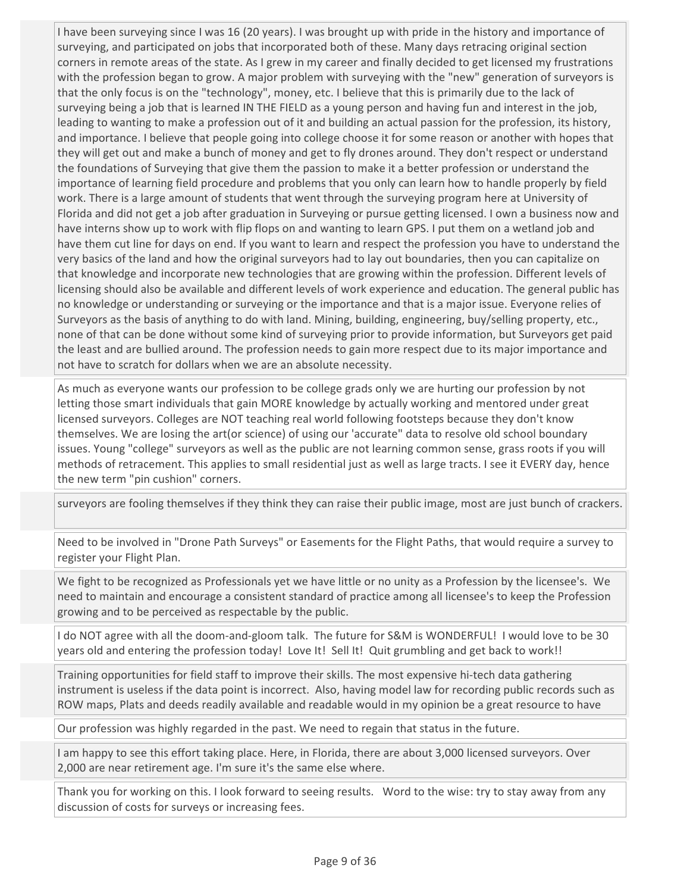I have been surveying since I was 16 (20 years). I was brought up with pride in the history and importance of surveying, and participated on jobs that incorporated both of these. Many days retracing original section corners in remote areas of the state. As I grew in my career and finally decided to get licensed my frustrations with the profession began to grow. A major problem with surveying with the "new" generation of surveyors is that the only focus is on the "technology", money, etc. I believe that this is primarily due to the lack of surveying being a job that is learned IN THE FIELD as a young person and having fun and interest in the job, leading to wanting to make a profession out of it and building an actual passion for the profession, its history, and importance. I believe that people going into college choose it for some reason or another with hopes that they will get out and make a bunch of money and get to fly drones around. They don't respect or understand the foundations of Surveying that give them the passion to make it a better profession or understand the importance of learning field procedure and problems that you only can learn how to handle properly by field work. There is a large amount of students that went through the surveying program here at University of Florida and did not get a job after graduation in Surveying or pursue getting licensed. I own a business now and have interns show up to work with flip flops on and wanting to learn GPS. I put them on a wetland job and have them cut line for days on end. If you want to learn and respect the profession you have to understand the very basics of the land and how the original surveyors had to lay out boundaries, then you can capitalize on that knowledge and incorporate new technologies that are growing within the profession. Different levels of licensing should also be available and different levels of work experience and education. The general public has no knowledge or understanding or surveying or the importance and that is a major issue. Everyone relies of Surveyors as the basis of anything to do with land. Mining, building, engineering, buy/selling property, etc., none of that can be done without some kind of surveying prior to provide information, but Surveyors get paid the least and are bullied around. The profession needs to gain more respect due to its major importance and not have to scratch for dollars when we are an absolute necessity.

As much as everyone wants our profession to be college grads only we are hurting our profession by not letting those smart individuals that gain MORE knowledge by actually working and mentored under great licensed surveyors. Colleges are NOT teaching real world following footsteps because they don't know themselves. We are losing the art(or science) of using our 'accurate" data to resolve old school boundary issues. Young "college" surveyors as well as the public are not learning common sense, grass roots if you will methods of retracement. This applies to small residential just as well as large tracts. I see it EVERY day, hence the new term "pin cushion" corners.

surveyors are fooling themselves if they think they can raise their public image, most are just bunch of crackers.

Need to be involved in "Drone Path Surveys" or Easements for the Flight Paths, that would require a survey to register your Flight Plan.

We fight to be recognized as Professionals yet we have little or no unity as a Profession by the licensee's. We need to maintain and encourage a consistent standard of practice among all licensee's to keep the Profession growing and to be perceived as respectable by the public.

I do NOT agree with all the doom-and-gloom talk. The future for S&M is WONDERFUL! I would love to be 30 years old and entering the profession today! Love It! Sell It! Quit grumbling and get back to work!!

Training opportunities for field staff to improve their skills. The most expensive hi-tech data gathering instrument is useless if the data point is incorrect. Also, having model law for recording public records such as ROW maps, Plats and deeds readily available and readable would in my opinion be a great resource to have

Our profession was highly regarded in the past. We need to regain that status in the future.

I am happy to see this effort taking place. Here, in Florida, there are about 3,000 licensed surveyors. Over 2,000 are near retirement age. I'm sure it's the same else where.

Thank you for working on this. I look forward to seeing results. Word to the wise: try to stay away from any discussion of costs for surveys or increasing fees.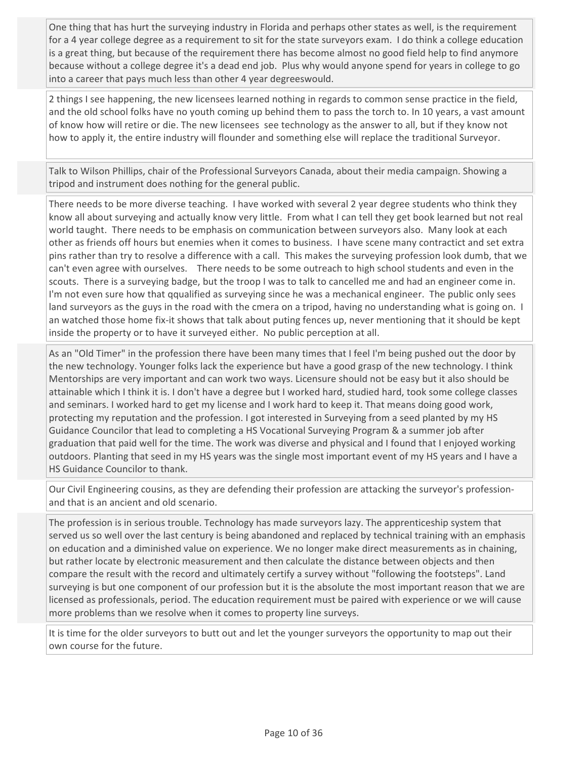One thing that has hurt the surveying industry in Florida and perhaps other states as well, is the requirement for a 4 year college degree as a requirement to sit for the state surveyors exam. I do think a college education is a great thing, but because of the requirement there has become almost no good field help to find anymore because without a college degree it's a dead end job. Plus why would anyone spend for years in college to go into a career that pays much less than other 4 year degreeswould.

2 things I see happening, the new licensees learned nothing in regards to common sense practice in the field, and the old school folks have no youth coming up behind them to pass the torch to. In 10 years, a vast amount of know how will retire or die. The new licensees see technology as the answer to all, but if they know not how to apply it, the entire industry will flounder and something else will replace the traditional Surveyor.

Talk to Wilson Phillips, chair of the Professional Surveyors Canada, about their media campaign. Showing a tripod and instrument does nothing for the general public.

There needs to be more diverse teaching. I have worked with several 2 year degree students who think they know all about surveying and actually know very little. From what I can tell they get book learned but not real world taught. There needs to be emphasis on communication between surveyors also. Many look at each other as friends off hours but enemies when it comes to business. I have scene many contractict and set extra pins rather than try to resolve a difference with a call. This makes the surveying profession look dumb, that we can't even agree with ourselves. There needs to be some outreach to high school students and even in the scouts. There is a surveying badge, but the troop I was to talk to cancelled me and had an engineer come in. I'm not even sure how that qqualified as surveying since he was a mechanical engineer. The public only sees land surveyors as the guys in the road with the cmera on a tripod, having no understanding what is going on. I an watched those home fix-it shows that talk about puting fences up, never mentioning that it should be kept inside the property or to have it surveyed either. No public perception at all.

As an "Old Timer" in the profession there have been many times that I feel I'm being pushed out the door by the new technology. Younger folks lack the experience but have a good grasp of the new technology. I think Mentorships are very important and can work two ways. Licensure should not be easy but it also should be attainable which I think it is. I don't have a degree but I worked hard, studied hard, took some college classes and seminars. I worked hard to get my license and I work hard to keep it. That means doing good work, protecting my reputation and the profession. I got interested in Surveying from a seed planted by my HS Guidance Councilor that lead to completing a HS Vocational Surveying Program & a summer job after graduation that paid well for the time. The work was diverse and physical and I found that I enjoyed working outdoors. Planting that seed in my HS years was the single most important event of my HS years and I have a HS Guidance Councilor to thank.

Our Civil Engineering cousins, as they are defending their profession are attacking the surveyor's profession- and that is an ancient and old scenario.

The profession is in serious trouble. Technology has made surveyors lazy. The apprenticeship system that served us so well over the last century is being abandoned and replaced by technical training with an emphasis on education and a diminished value on experience. We no longer make direct measurements as in chaining, but rather locate by electronic measurement and then calculate the distance between objects and then compare the result with the record and ultimately certify a survey without "following the footsteps". Land surveying is but one component of our profession but it is the absolute the most important reason that we are licensed as professionals, period. The education requirement must be paired with experience or we will cause more problems than we resolve when it comes to property line surveys.

It is time for the older surveyors to butt out and let the younger surveyors the opportunity to map out their own course for the future.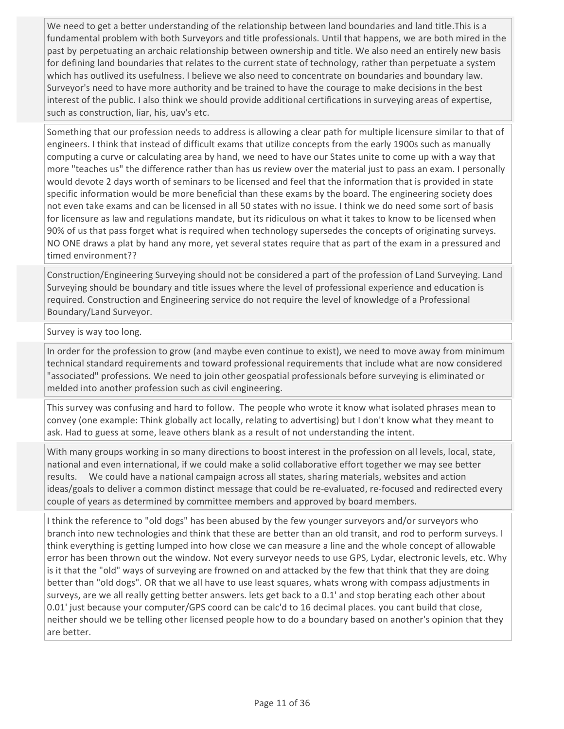We need to get a better understanding of the relationship between land boundaries and land title.This is a fundamental problem with both Surveyors and title professionals. Until that happens, we are both mired in the past by perpetuating an archaic relationship between ownership and title. We also need an entirely new basis for defining land boundaries that relates to the current state of technology, rather than perpetuate a system which has outlived its usefulness. I believe we also need to concentrate on boundaries and boundary law. Surveyor's need to have more authority and be trained to have the courage to make decisions in the best interest of the public. I also think we should provide additional certifications in surveying areas of expertise, such as construction, liar, his, uav's etc.

Something that our profession needs to address is allowing a clear path for multiple licensure similar to that of engineers. I think that instead of difficult exams that utilize concepts from the early 1900s such as manually computing a curve or calculating area by hand, we need to have our States unite to come up with a way that more "teaches us" the difference rather than has us review over the material just to pass an exam. I personally would devote 2 days worth of seminars to be licensed and feel that the information that is provided in state specific information would be more beneficial than these exams by the board. The engineering society does not even take exams and can be licensed in all 50 states with no issue. I think we do need some sort of basis for licensure as law and regulations mandate, but its ridiculous on what it takes to know to be licensed when 90% of us that pass forget what is required when technology supersedes the concepts of originating surveys. NO ONE draws a plat by hand any more, yet several states require that as part of the exam in a pressured and timed environment??

Construction/Engineering Surveying should not be considered a part of the profession of Land Surveying. Land Surveying should be boundary and title issues where the level of professional experience and education is required. Construction and Engineering service do not require the level of knowledge of a Professional Boundary/Land Surveyor.

Survey is way too long.

In order for the profession to grow (and maybe even continue to exist), we need to move away from minimum technical standard requirements and toward professional requirements that include what are now considered "associated" professions. We need to join other geospatial professionals before surveying is eliminated or melded into another profession such as civil engineering.

This survey was confusing and hard to follow. The people who wrote it know what isolated phrases mean to convey (one example: Think globally act locally, relating to advertising) but I don't know what they meant to ask. Had to guess at some, leave others blank as a result of not understanding the intent.

With many groups working in so many directions to boost interest in the profession on all levels, local, state, national and even international, if we could make a solid collaborative effort together we may see better results. We could have a national campaign across all states, sharing materials, websites and action ideas/goals to deliver a common distinct message that could be re-evaluated, re-focused and redirected every couple of years as determined by committee members and approved by board members.

I think the reference to "old dogs" has been abused by the few younger surveyors and/or surveyors who branch into new technologies and think that these are better than an old transit, and rod to perform surveys. I think everything is getting lumped into how close we can measure a line and the whole concept of allowable error has been thrown out the window. Not every surveyor needs to use GPS, Lydar, electronic levels, etc. Why is it that the "old" ways of surveying are frowned on and attacked by the few that think that they are doing better than "old dogs". OR that we all have to use least squares, whats wrong with compass adjustments in surveys, are we all really getting better answers. lets get back to a 0.1' and stop berating each other about 0.01' just because your computer/GPS coord can be calc'd to 16 decimal places. you cant build that close, neither should we be telling other licensed people how to do a boundary based on another's opinion that they are better.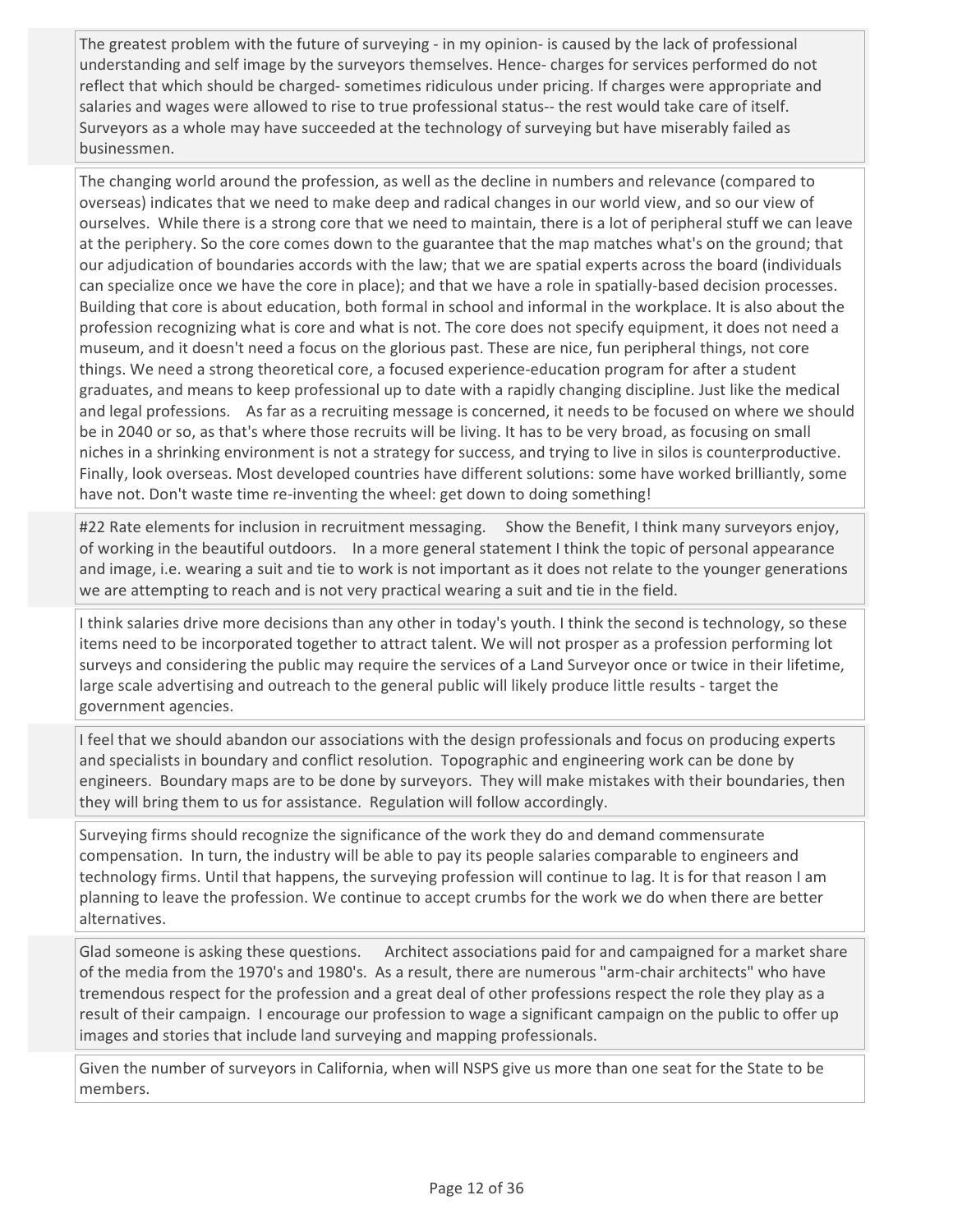The greatest problem with the future of surveying - in my opinion- is caused by the lack of professional understanding and self image by the surveyors themselves. Hence- charges for services performed do not reflect that which should be charged- sometimes ridiculous under pricing. If charges were appropriate and salaries and wages were allowed to rise to true professional status-- the rest would take care of itself. Surveyors as a whole may have succeeded at the technology of surveying but have miserably failed as businessmen.

The changing world around the profession, as well as the decline in numbers and relevance (compared to overseas) indicates that we need to make deep and radical changes in our world view, and so our view of ourselves. While there is a strong core that we need to maintain, there is a lot of peripheral stuff we can leave at the periphery. So the core comes down to the guarantee that the map matches what's on the ground; that our adjudication of boundaries accords with the law; that we are spatial experts across the board (individuals can specialize once we have the core in place); and that we have a role in spatially-based decision processes. Building that core is about education, both formal in school and informal in the workplace. It is also about the profession recognizing what is core and what is not. The core does not specify equipment, it does not need a museum, and it doesn't need a focus on the glorious past. These are nice, fun peripheral things, not core things. We need a strong theoretical core, a focused experience-education program for after a student graduates, and means to keep professional up to date with a rapidly changing discipline. Just like the medical and legal professions. As far as a recruiting message is concerned, it needs to be focused on where we should be in 2040 or so, as that's where those recruits will be living. It has to be very broad, as focusing on small niches in a shrinking environment is not a strategy for success, and trying to live in silos is counterproductive. Finally, look overseas. Most developed countries have different solutions: some have worked brilliantly, some have not. Don't waste time re-inventing the wheel: get down to doing something!

#22 Rate elements for inclusion in recruitment messaging. Show the Benefit, I think many surveyors enjoy, of working in the beautiful outdoors. In a more general statement I think the topic of personal appearance and image, i.e. wearing a suit and tie to work is not important as it does not relate to the younger generations we are attempting to reach and is not very practical wearing a suit and tie in the field.

I think salaries drive more decisions than any other in today's youth. I think the second is technology, so these items need to be incorporated together to attract talent. We will not prosper as a profession performing lot surveys and considering the public may require the services of a Land Surveyor once or twice in their lifetime, large scale advertising and outreach to the general public will likely produce little results - target the government agencies.

I feel that we should abandon our associations with the design professionals and focus on producing experts and specialists in boundary and conflict resolution. Topographic and engineering work can be done by engineers. Boundary maps are to be done by surveyors. They will make mistakes with their boundaries, then they will bring them to us for assistance. Regulation will follow accordingly.

Surveying firms should recognize the significance of the work they do and demand commensurate compensation. In turn, the industry will be able to pay its people salaries comparable to engineers and technology firms. Until that happens, the surveying profession will continue to lag. It is for that reason I am planning to leave the profession. We continue to accept crumbs for the work we do when there are better alternatives.

Glad someone is asking these questions. Architect associations paid for and campaigned for a market share of the media from the 1970's and 1980's. As a result, there are numerous "arm-chair architects" who have tremendous respect for the profession and a great deal of other professions respect the role they play as a result of their campaign. I encourage our profession to wage a significant campaign on the public to offer up images and stories that include land surveying and mapping professionals.

Given the number of surveyors in California, when will NSPS give us more than one seat for the State to be members.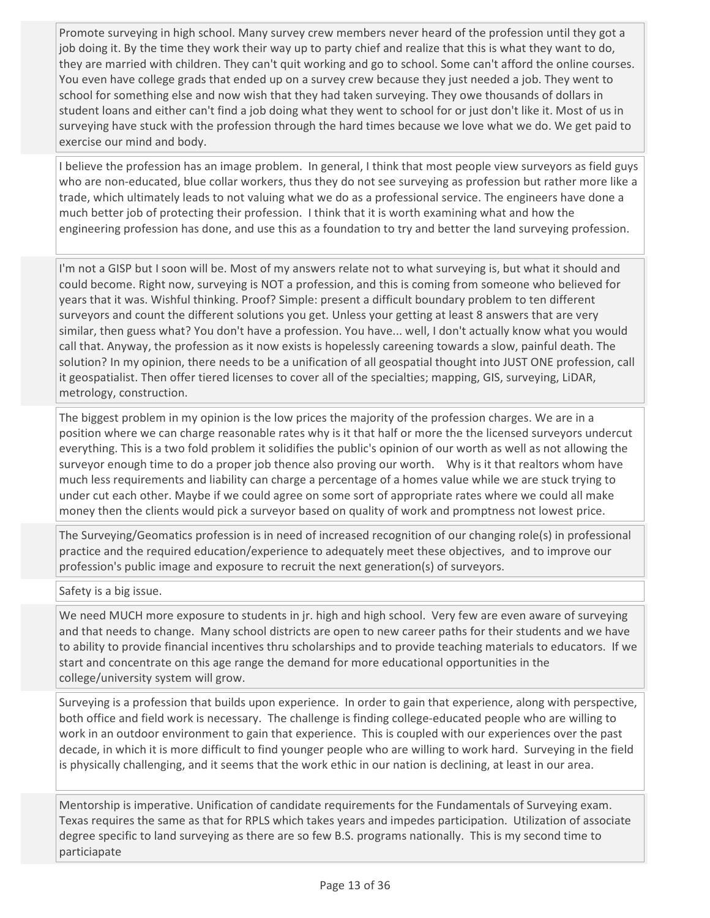Promote surveying in high school. Many survey crew members never heard of the profession until they got a job doing it. By the time they work their way up to party chief and realize that this is what they want to do, they are married with children. They can't quit working and go to school. Some can't afford the online courses. You even have college grads that ended up on a survey crew because they just needed a job. They went to school for something else and now wish that they had taken surveying. They owe thousands of dollars in student loans and either can't find a job doing what they went to school for or just don't like it. Most of us in surveying have stuck with the profession through the hard times because we love what we do. We get paid to exercise our mind and body.

I believe the profession has an image problem. In general, I think that most people view surveyors as field guys who are non-educated, blue collar workers, thus they do not see surveying as profession but rather more like a trade, which ultimately leads to not valuing what we do as a professional service. The engineers have done a much better job of protecting their profession. I think that it is worth examining what and how the engineering profession has done, and use this as a foundation to try and better the land surveying profession.

I'm not a GISP but I soon will be. Most of my answers relate not to what surveying is, but what it should and could become. Right now, surveying is NOT a profession, and this is coming from someone who believed for years that it was. Wishful thinking. Proof? Simple: present a difficult boundary problem to ten different surveyors and count the different solutions you get. Unless your getting at least 8 answers that are very similar, then guess what? You don't have a profession. You have... well, I don't actually know what you would call that. Anyway, the profession as it now exists is hopelessly careening towards a slow, painful death. The solution? In my opinion, there needs to be a unification of all geospatial thought into JUST ONE profession, call it geospatialist. Then offer tiered licenses to cover all of the specialties; mapping, GIS, surveying, LiDAR, metrology, construction.

The biggest problem in my opinion is the low prices the majority of the profession charges. We are in a position where we can charge reasonable rates why is it that half or more the the licensed surveyors undercut everything. This is a two fold problem it solidifies the public's opinion of our worth as well as not allowing the surveyor enough time to do a proper job thence also proving our worth. Why is it that realtors whom have much less requirements and liability can charge a percentage of a homes value while we are stuck trying to under cut each other. Maybe if we could agree on some sort of appropriate rates where we could all make money then the clients would pick a surveyor based on quality of work and promptness not lowest price.

The Surveying/Geomatics profession is in need of increased recognition of our changing role(s) in professional practice and the required education/experience to adequately meet these objectives, and to improve our profession's public image and exposure to recruit the next generation(s) of surveyors.

Safety is a big issue.

We need MUCH more exposure to students in jr. high and high school. Very few are even aware of surveying and that needs to change. Many school districts are open to new career paths for their students and we have to ability to provide financial incentives thru scholarships and to provide teaching materials to educators. If we start and concentrate on this age range the demand for more educational opportunities in the college/university system will grow.

Surveying is a profession that builds upon experience. In order to gain that experience, along with perspective, both office and field work is necessary. The challenge is finding college-educated people who are willing to work in an outdoor environment to gain that experience. This is coupled with our experiences over the past decade, in which it is more difficult to find younger people who are willing to work hard. Surveying in the field is physically challenging, and it seems that the work ethic in our nation is declining, at least in our area.

Mentorship is imperative. Unification of candidate requirements for the Fundamentals of Surveying exam. Texas requires the same as that for RPLS which takes years and impedes participation. Utilization of associate degree specific to land surveying as there are so few B.S. programs nationally. This is my second time to particiapate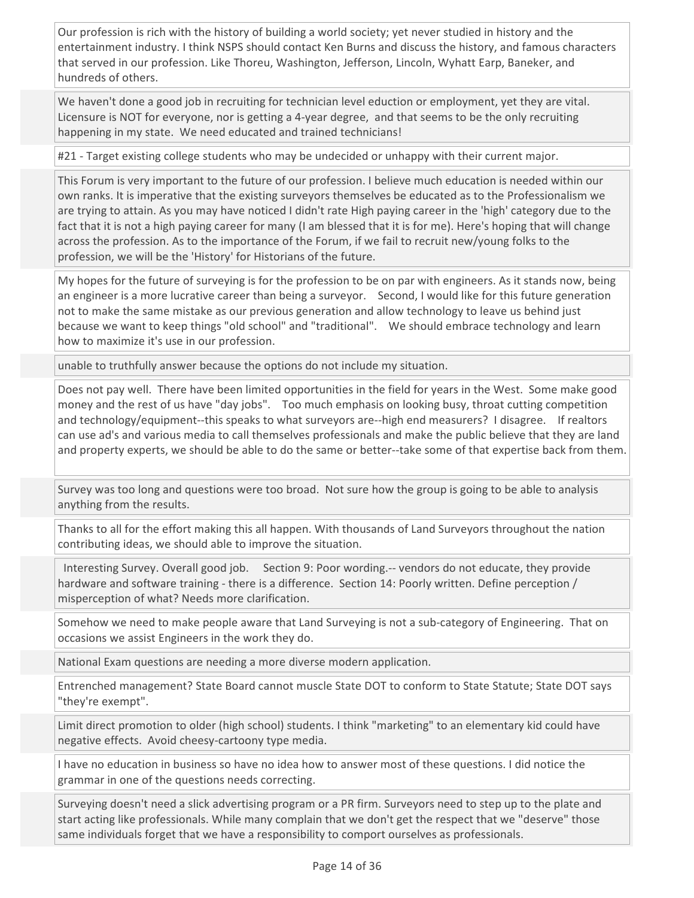Our profession is rich with the history of building a world society; yet never studied in history and the entertainment industry. I think NSPS should contact Ken Burns and discuss the history, and famous characters that served in our profession. Like Thoreu, Washington, Jefferson, Lincoln, Wyhatt Earp, Baneker, and hundreds of others.

We haven't done a good job in recruiting for technician level eduction or employment, yet they are vital. Licensure is NOT for everyone, nor is getting a 4-year degree, and that seems to be the only recruiting happening in my state. We need educated and trained technicians!

#21 - Target existing college students who may be undecided or unhappy with their current major.

This Forum is very important to the future of our profession. I believe much education is needed within our own ranks. It is imperative that the existing surveyors themselves be educated as to the Professionalism we are trying to attain. As you may have noticed I didn't rate High paying career in the 'high' category due to the fact that it is not a high paying career for many (I am blessed that it is for me). Here's hoping that will change across the profession. As to the importance of the Forum, if we fail to recruit new/young folks to the profession, we will be the 'History' for Historians of the future.

My hopes for the future of surveying is for the profession to be on par with engineers. As it stands now, being an engineer is a more lucrative career than being a surveyor. Second, I would like for this future generation not to make the same mistake as our previous generation and allow technology to leave us behind just because we want to keep things "old school" and "traditional". We should embrace technology and learn how to maximize it's use in our profession.

unable to truthfully answer because the options do not include my situation.

Does not pay well. There have been limited opportunities in the field for years in the West. Some make good money and the rest of us have "day jobs". Too much emphasis on looking busy, throat cutting competition and technology/equipment--this speaks to what surveyors are--high end measurers? I disagree. If realtors can use ad's and various media to call themselves professionals and make the public believe that they are land and property experts, we should be able to do the same or better--take some of that expertise back from them.

Survey was too long and questions were too broad. Not sure how the group is going to be able to analysis anything from the results.

Thanks to all for the effort making this all happen. With thousands of Land Surveyors throughout the nation contributing ideas, we should able to improve the situation.

Interesting Survey. Overall good job. Section 9: Poor wording.-- vendors do not educate, they provide hardware and software training - there is a difference. Section 14: Poorly written. Define perception / misperception of what? Needs more clarification.

Somehow we need to make people aware that Land Surveying is not a sub-category of Engineering. That on occasions we assist Engineers in the work they do.

National Exam questions are needing a more diverse modern application.

Entrenched management? State Board cannot muscle State DOT to conform to State Statute; State DOT says "they're exempt".

Limit direct promotion to older (high school) students. I think "marketing" to an elementary kid could have negative effects. Avoid cheesy-cartoony type media.

I have no education in business so have no idea how to answer most of these questions. I did notice the grammar in one of the questions needs correcting.

Surveying doesn't need a slick advertising program or a PR firm. Surveyors need to step up to the plate and start acting like professionals. While many complain that we don't get the respect that we "deserve" those same individuals forget that we have a responsibility to comport ourselves as professionals.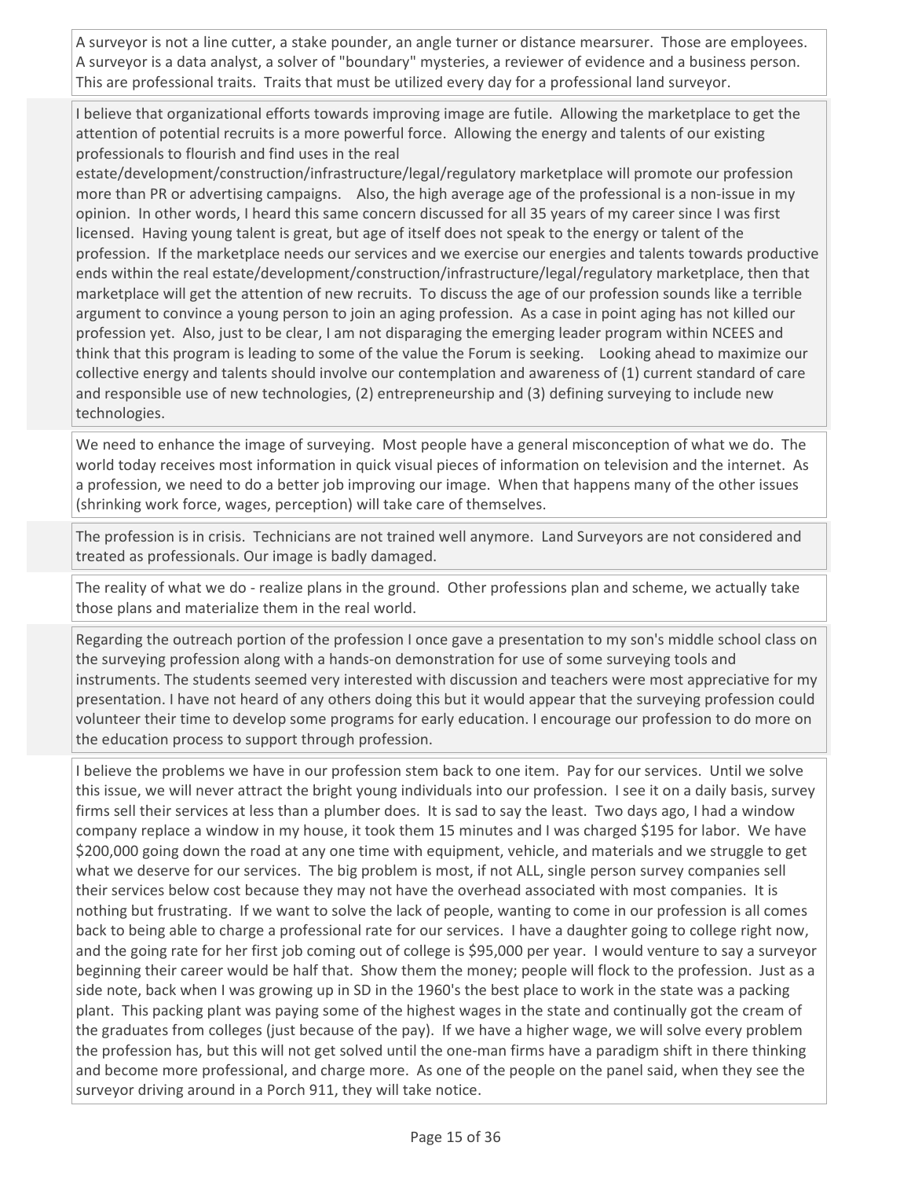A surveyor is not a line cutter, a stake pounder, an angle turner or distance mearsurer. Those are employees. A surveyor is a data analyst, a solver of "boundary" mysteries, a reviewer of evidence and a business person. This are professional traits. Traits that must be utilized every day for a professional land surveyor.

---

I believe that organizational efforts towards improving image are futile. Allowing the marketplace to get the attention of potential recruits is a more powerful force. Allowing the energy and talents of our existing professionals to flourish and find uses in the real estate/development/construction/infrastructure/legal/regulatory marketplace will promote our profession more than PR or advertising campaigns. Also, the high average age of the professional is a non-issue in my opinion. In other words, I heard this same concern discussed for all 35 years of my career since I was first licensed. Having young talent is great, but age of itself does not speak to the energy or talent of the profession. If the marketplace needs our services and we exercise our energies and talents towards productive ends within the real estate/development/construction/infrastructure/legal/regulatory marketplace, then that marketplace will get the attention of new recruits. To discuss the age of our profession sounds like a terrible argument to convince a young person to join an aging profession. As a case in point aging has not killed our profession yet. Also, just to be clear, I am not disparaging the emerging leader program within NCEES and think that this program is leading to some of the value the Forum is seeking. Looking ahead to maximize our collective energy and talents should involve our contemplation and awareness of (1) current standard of care and responsible use of new technologies, (2) entrepreneurship and (3) defining surveying to include new technologies.

---

We need to enhance the image of surveying. Most people have a general misconception of what we do. The world today receives most information in quick visual pieces of information on television and the internet. As a profession, we need to do a better job improving our image. When that happens many of the other issues (shrinking work force, wages, perception) will take care of themselves.

---

The profession is in crisis. Technicians are not trained well anymore. Land Surveyors are not considered and treated as professionals. Our image is badly damaged.

---

The reality of what we do - realize plans in the ground. Other professions plan and scheme, we actually take those plans and materialize them in the real world.

---

Regarding the outreach portion of the profession I once gave a presentation to my son's middle school class on the surveying profession along with a hands-on demonstration for use of some surveying tools and instruments. The students seemed very interested with discussion and teachers were most appreciative for my presentation. I have not heard of any others doing this but it would appear that the surveying profession could volunteer their time to develop some programs for early education. I encourage our profession to do more on the education process to support through profession.

---

I believe the problems we have in our profession stem back to one item. Pay for our services. Until we solve this issue, we will never attract the bright young individuals into our profession. I see it on a daily basis, survey firms sell their services at less than a plumber does. It is sad to say the least. Two days ago, I had a window company replace a window in my house, it took them 15 minutes and I was charged $195 for labor. We have $200,000 going down the road at any one time with equipment, vehicle, and materials and we struggle to get what we deserve for our services. The big problem is most, if not ALL, single person survey companies sell their services below cost because they may not have the overhead associated with most companies. It is nothing but frustrating. If we want to solve the lack of people, wanting to come in our profession is all comes back to being able to charge a professional rate for our services. I have a daughter going to college right now, and the going rate for her first job coming out of college is $95,000 per year. I would venture to say a surveyor beginning their career would be half that. Show them the money; people will flock to the profession. Just as a side note, back when I was growing up in SD in the 1960's the best place to work in the state was a packing plant. This packing plant was paying some of the highest wages in the state and continually got the cream of the graduates from colleges (just because of the pay). If we have a higher wage, we will solve every problem the profession has, but this will not get solved until the one-man firms have a paradigm shift in there thinking and become more professional, and charge more. As one of the people on the panel said, when they see the surveyor driving around in a Porch 911, they will take notice.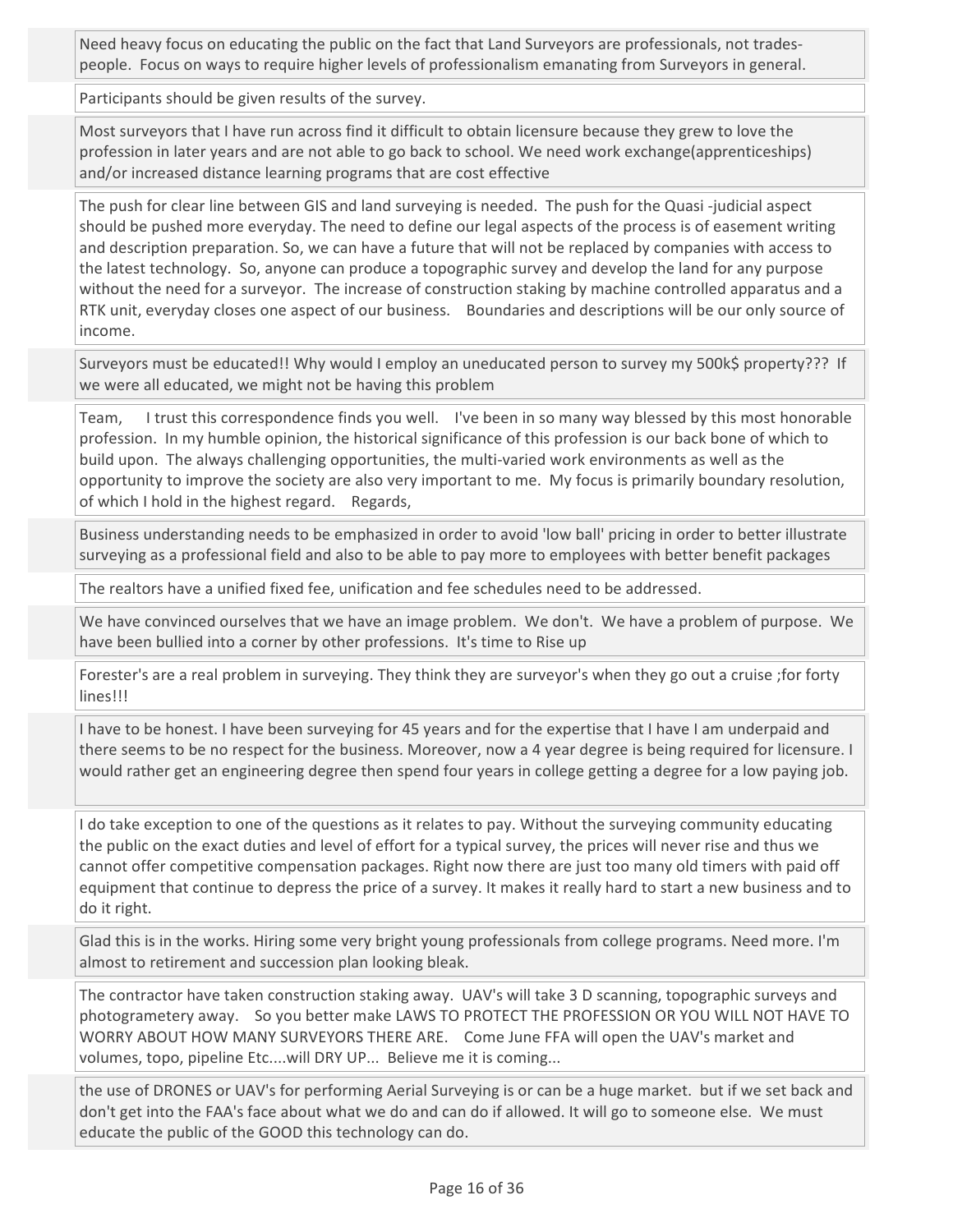Need heavy focus on educating the public on the fact that Land Surveyors are professionals, not trades-people. Focus on ways to require higher levels of professionalism emanating from Surveyors in general.

Participants should be given results of the survey.

Most surveyors that I have run across find it difficult to obtain licensure because they grew to love the profession in later years and are not able to go back to school. We need work exchange(apprenticeships) and/or increased distance learning programs that are cost effective

The push for clear line between GIS and land surveying is needed. The push for the Quasi -judicial aspect should be pushed more everyday. The need to define our legal aspects of the process is of easement writing and description preparation. So, we can have a future that will not be replaced by companies with access to the latest technology. So, anyone can produce a topographic survey and develop the land for any purpose without the need for a surveyor. The increase of construction staking by machine controlled apparatus and a RTK unit, everyday closes one aspect of our business. Boundaries and descriptions will be our only source of income.

Surveyors must be educated!! Why would I employ an uneducated person to survey my 500k$ property??? If we were all educated, we might not be having this problem

Team, I trust this correspondence finds you well. I've been in so many way blessed by this most honorable profession. In my humble opinion, the historical significance of this profession is our back bone of which to build upon. The always challenging opportunities, the multi-varied work environments as well as the opportunity to improve the society are also very important to me. My focus is primarily boundary resolution, of which I hold in the highest regard. Regards,

Business understanding needs to be emphasized in order to avoid 'low ball' pricing in order to better illustrate surveying as a professional field and also to be able to pay more to employees with better benefit packages

The realtors have a unified fixed fee, unification and fee schedules need to be addressed.

We have convinced ourselves that we have an image problem. We don't. We have a problem of purpose. We have been bullied into a corner by other professions. It's time to Rise up

Forester's are a real problem in surveying. They think they are surveyor's when they go out a cruise ;for forty lines!!!

I have to be honest. I have been surveying for 45 years and for the expertise that I have I am underpaid and there seems to be no respect for the business. Moreover, now a 4 year degree is being required for licensure. I would rather get an engineering degree then spend four years in college getting a degree for a low paying job.

I do take exception to one of the questions as it relates to pay. Without the surveying community educating the public on the exact duties and level of effort for a typical survey, the prices will never rise and thus we cannot offer competitive compensation packages. Right now there are just too many old timers with paid off equipment that continue to depress the price of a survey. It makes it really hard to start a new business and to do it right.

Glad this is in the works. Hiring some very bright young professionals from college programs. Need more. I'm almost to retirement and succession plan looking bleak.

The contractor have taken construction staking away. UAV's will take 3 D scanning, topographic surveys and photogrametery away. So you better make LAWS TO PROTECT THE PROFESSION OR YOU WILL NOT HAVE TO WORRY ABOUT HOW MANY SURVEYORS THERE ARE. Come June FFA will open the UAV's market and volumes, topo, pipeline Etc....will DRY UP... Believe me it is coming...

the use of DRONES or UAV's for performing Aerial Surveying is or can be a huge market. but if we set back and don't get into the FAA's face about what we do and can do if allowed. It will go to someone else. We must educate the public of the GOOD this technology can do.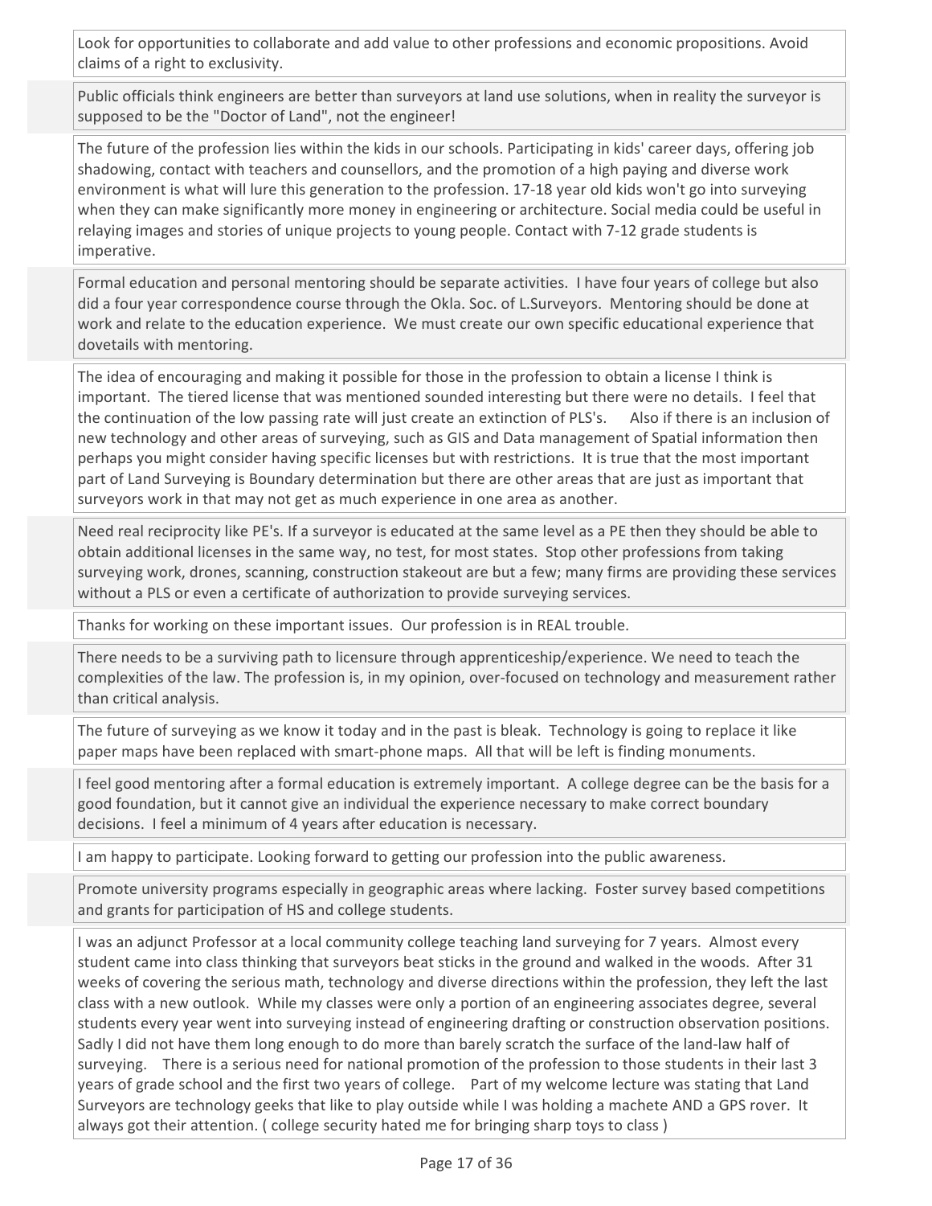Look for opportunities to collaborate and add value to other professions and economic propositions. Avoid claims of a right to exclusivity.

Public officials think engineers are better than surveyors at land use solutions, when in reality the surveyor is supposed to be the "Doctor of Land", not the engineer!

The future of the profession lies within the kids in our schools. Participating in kids' career days, offering job shadowing, contact with teachers and counsellors, and the promotion of a high paying and diverse work environment is what will lure this generation to the profession. 17-18 year old kids won't go into surveying when they can make significantly more money in engineering or architecture. Social media could be useful in relaying images and stories of unique projects to young people. Contact with 7-12 grade students is imperative.

Formal education and personal mentoring should be separate activities. I have four years of college but also did a four year correspondence course through the Okla. Soc. of L.Surveyors. Mentoring should be done at work and relate to the education experience. We must create our own specific educational experience that dovetails with mentoring.

The idea of encouraging and making it possible for those in the profession to obtain a license I think is important. The tiered license that was mentioned sounded interesting but there were no details. I feel that the continuation of the low passing rate will just create an extinction of PLS's. Also if there is an inclusion of new technology and other areas of surveying, such as GIS and Data management of Spatial information then perhaps you might consider having specific licenses but with restrictions. It is true that the most important part of Land Surveying is Boundary determination but there are other areas that are just as important that surveyors work in that may not get as much experience in one area as another.

Need real reciprocity like PE's. If a surveyor is educated at the same level as a PE then they should be able to obtain additional licenses in the same way, no test, for most states. Stop other professions from taking surveying work, drones, scanning, construction stakeout are but a few; many firms are providing these services without a PLS or even a certificate of authorization to provide surveying services.

Thanks for working on these important issues. Our profession is in REAL trouble.

There needs to be a surviving path to licensure through apprenticeship/experience. We need to teach the complexities of the law. The profession is, in my opinion, over-focused on technology and measurement rather than critical analysis.

The future of surveying as we know it today and in the past is bleak. Technology is going to replace it like paper maps have been replaced with smart-phone maps. All that will be left is finding monuments.

I feel good mentoring after a formal education is extremely important. A college degree can be the basis for a good foundation, but it cannot give an individual the experience necessary to make correct boundary decisions. I feel a minimum of 4 years after education is necessary.

I am happy to participate. Looking forward to getting our profession into the public awareness.

Promote university programs especially in geographic areas where lacking. Foster survey based competitions and grants for participation of HS and college students.

I was an adjunct Professor at a local community college teaching land surveying for 7 years. Almost every student came into class thinking that surveyors beat sticks in the ground and walked in the woods. After 31 weeks of covering the serious math, technology and diverse directions within the profession, they left the last class with a new outlook. While my classes were only a portion of an engineering associates degree, several students every year went into surveying instead of engineering drafting or construction observation positions. Sadly I did not have them long enough to do more than barely scratch the surface of the land-law half of surveying. There is a serious need for national promotion of the profession to those students in their last 3 years of grade school and the first two years of college. Part of my welcome lecture was stating that Land Surveyors are technology geeks that like to play outside while I was holding a machete AND a GPS rover. It always got their attention. ( college security hated me for bringing sharp toys to class )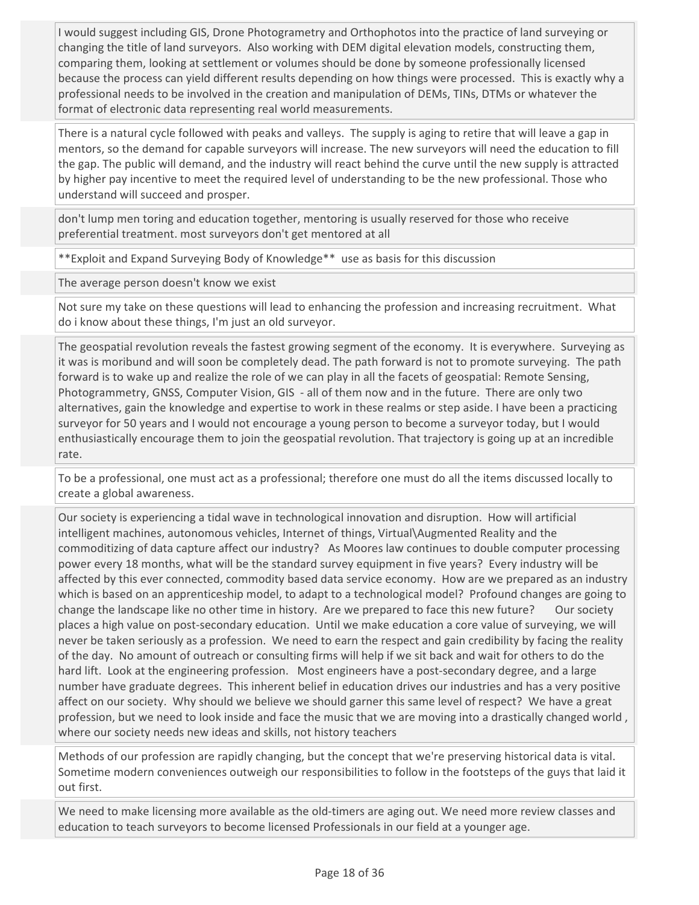I would suggest including GIS, Drone Photogrametry and Orthophotos into the practice of land surveying or changing the title of land surveyors. Also working with DEM digital elevation models, constructing them, comparing them, looking at settlement or volumes should be done by someone professionally licensed because the process can yield different results depending on how things were processed. This is exactly why a professional needs to be involved in the creation and manipulation of DEMs, TINs, DTMs or whatever the format of electronic data representing real world measurements.

There is a natural cycle followed with peaks and valleys. The supply is aging to retire that will leave a gap in mentors, so the demand for capable surveyors will increase. The new surveyors will need the education to fill the gap. The public will demand, and the industry will react behind the curve until the new supply is attracted by higher pay incentive to meet the required level of understanding to be the new professional. Those who understand will succeed and prosper.

don't lump men toring and education together, mentoring is usually reserved for those who receive preferential treatment. most surveyors don't get mentored at all

**Exploit and Expand Surveying Body of Knowledge** use as basis for this discussion

The average person doesn't know we exist

Not sure my take on these questions will lead to enhancing the profession and increasing recruitment. What do i know about these things, I'm just an old surveyor.

The geospatial revolution reveals the fastest growing segment of the economy. It is everywhere. Surveying as it was is moribund and will soon be completely dead. The path forward is not to promote surveying. The path forward is to wake up and realize the role of we can play in all the facets of geospatial: Remote Sensing, Photogrammetry, GNSS, Computer Vision, GIS - all of them now and in the future. There are only two alternatives, gain the knowledge and expertise to work in these realms or step aside. I have been a practicing surveyor for 50 years and I would not encourage a young person to become a surveyor today, but I would enthusiastically encourage them to join the geospatial revolution. That trajectory is going up at an incredible rate.

To be a professional, one must act as a professional; therefore one must do all the items discussed locally to create a global awareness.

Our society is experiencing a tidal wave in technological innovation and disruption. How will artificial intelligent machines, autonomous vehicles, Internet of things, Virtual\Augmented Reality and the commoditizing of data capture affect our industry? As Moores law continues to double computer processing power every 18 months, what will be the standard survey equipment in five years? Every industry will be affected by this ever connected, commodity based data service economy. How are we prepared as an industry which is based on an apprenticeship model, to adapt to a technological model? Profound changes are going to change the landscape like no other time in history. Are we prepared to face this new future? Our society places a high value on post-secondary education. Until we make education a core value of surveying, we will never be taken seriously as a profession. We need to earn the respect and gain credibility by facing the reality of the day. No amount of outreach or consulting firms will help if we sit back and wait for others to do the hard lift. Look at the engineering profession. Most engineers have a post-secondary degree, and a large number have graduate degrees. This inherent belief in education drives our industries and has a very positive affect on our society. Why should we believe we should garner this same level of respect? We have a great profession, but we need to look inside and face the music that we are moving into a drastically changed world , where our society needs new ideas and skills, not history teachers

Methods of our profession are rapidly changing, but the concept that we're preserving historical data is vital. Sometime modern conveniences outweigh our responsibilities to follow in the footsteps of the guys that laid it out first.

We need to make licensing more available as the old-timers are aging out. We need more review classes and education to teach surveyors to become licensed Professionals in our field at a younger age.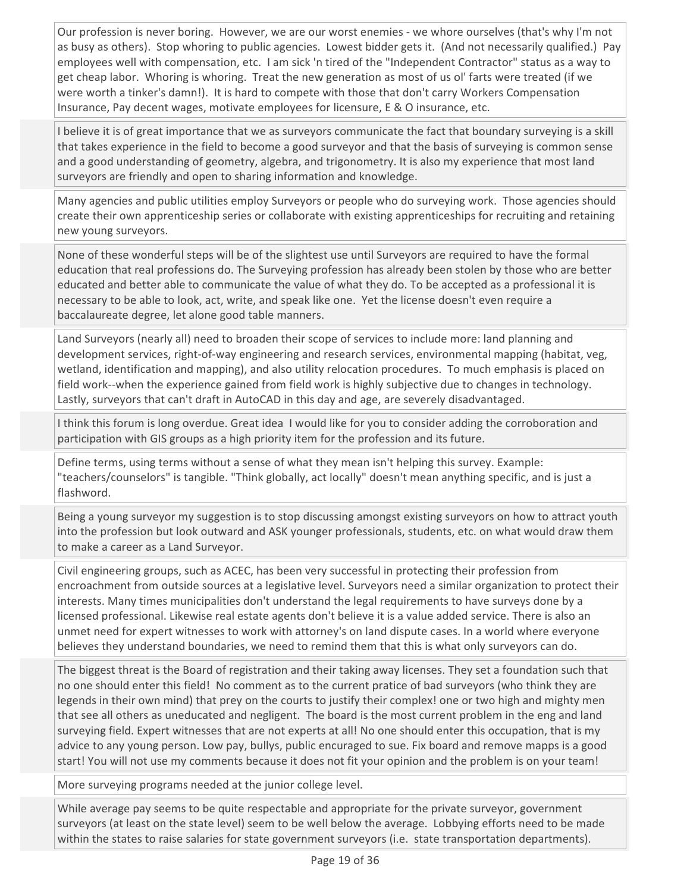Our profession is never boring. However, we are our worst enemies - we whore ourselves (that's why I'm not as busy as others). Stop whoring to public agencies. Lowest bidder gets it. (And not necessarily qualified.) Pay employees well with compensation, etc. I am sick 'n tired of the "Independent Contractor" status as a way to get cheap labor. Whoring is whoring. Treat the new generation as most of us ol' farts were treated (if we were worth a tinker's damn!). It is hard to compete with those that don't carry Workers Compensation Insurance, Pay decent wages, motivate employees for licensure, E & O insurance, etc.

I believe it is of great importance that we as surveyors communicate the fact that boundary surveying is a skill that takes experience in the field to become a good surveyor and that the basis of surveying is common sense and a good understanding of geometry, algebra, and trigonometry. It is also my experience that most land surveyors are friendly and open to sharing information and knowledge.

Many agencies and public utilities employ Surveyors or people who do surveying work. Those agencies should create their own apprenticeship series or collaborate with existing apprenticeships for recruiting and retaining new young surveyors.

None of these wonderful steps will be of the slightest use until Surveyors are required to have the formal education that real professions do. The Surveying profession has already been stolen by those who are better educated and better able to communicate the value of what they do. To be accepted as a professional it is necessary to be able to look, act, write, and speak like one. Yet the license doesn't even require a baccalaureate degree, let alone good table manners.

Land Surveyors (nearly all) need to broaden their scope of services to include more: land planning and development services, right-of-way engineering and research services, environmental mapping (habitat, veg, wetland, identification and mapping), and also utility relocation procedures. To much emphasis is placed on field work--when the experience gained from field work is highly subjective due to changes in technology. Lastly, surveyors that can't draft in AutoCAD in this day and age, are severely disadvantaged.

I think this forum is long overdue. Great idea I would like for you to consider adding the corroboration and participation with GIS groups as a high priority item for the profession and its future.

Define terms, using terms without a sense of what they mean isn't helping this survey. Example: "teachers/counselors" is tangible. "Think globally, act locally" doesn't mean anything specific, and is just a flashword.

Being a young surveyor my suggestion is to stop discussing amongst existing surveyors on how to attract youth into the profession but look outward and ASK younger professionals, students, etc. on what would draw them to make a career as a Land Surveyor.

Civil engineering groups, such as ACEC, has been very successful in protecting their profession from encroachment from outside sources at a legislative level. Surveyors need a similar organization to protect their interests. Many times municipalities don't understand the legal requirements to have surveys done by a licensed professional. Likewise real estate agents don't believe it is a value added service. There is also an unmet need for expert witnesses to work with attorney's on land dispute cases. In a world where everyone believes they understand boundaries, we need to remind them that this is what only surveyors can do.

The biggest threat is the Board of registration and their taking away licenses. They set a foundation such that no one should enter this field! No comment as to the current pratice of bad surveyors (who think they are legends in their own mind) that prey on the courts to justify their complex! one or two high and mighty men that see all others as uneducated and negligent. The board is the most current problem in the eng and land surveying field. Expert witnesses that are not experts at all! No one should enter this occupation, that is my advice to any young person. Low pay, bullys, public encuraged to sue. Fix board and remove mapps is a good start! You will not use my comments because it does not fit your opinion and the problem is on your team!

More surveying programs needed at the junior college level.

While average pay seems to be quite respectable and appropriate for the private surveyor, government surveyors (at least on the state level) seem to be well below the average. Lobbying efforts need to be made within the states to raise salaries for state government surveyors (i.e. state transportation departments).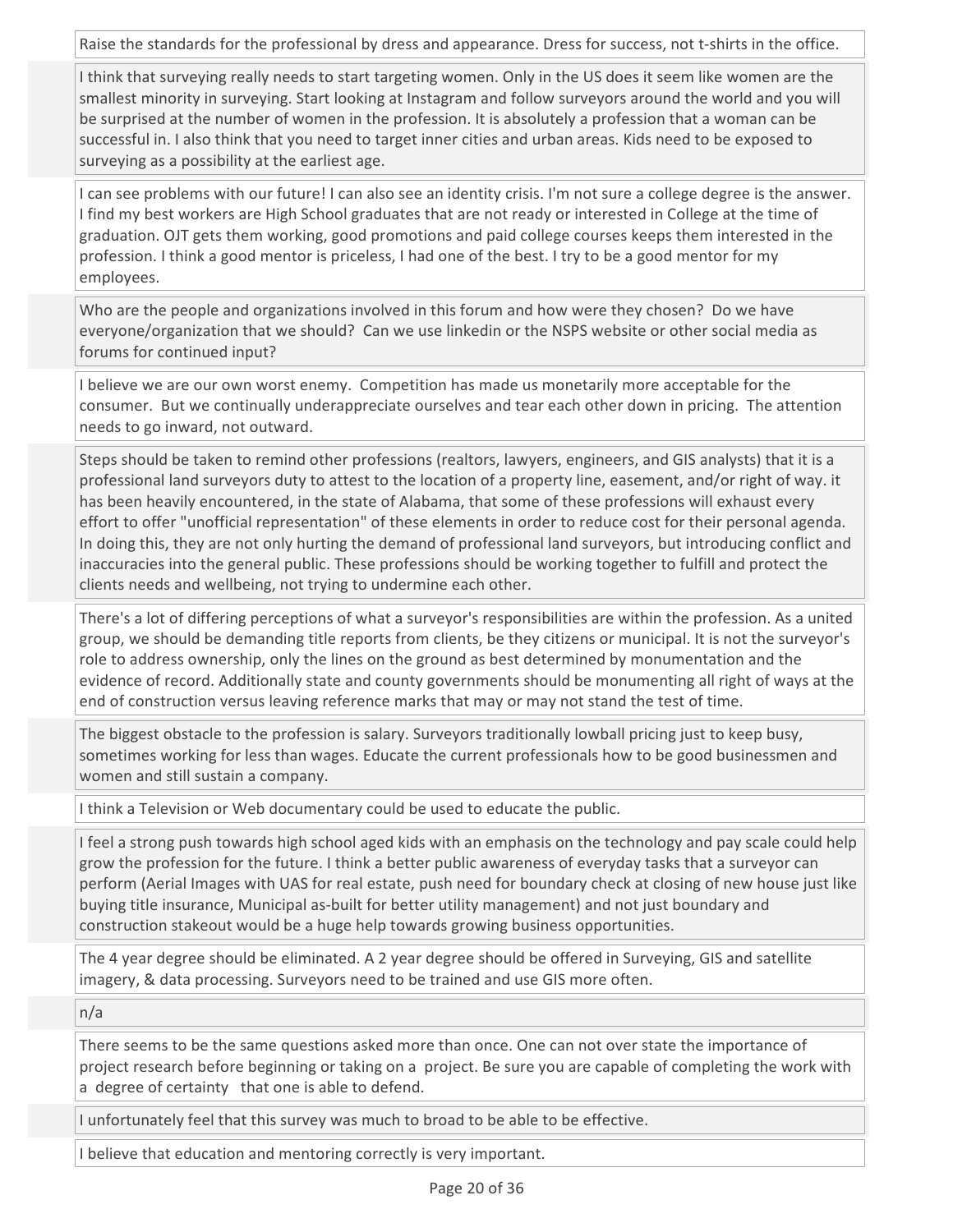Raise the standards for the professional by dress and appearance. Dress for success, not t-shirts in the office.

I think that surveying really needs to start targeting women. Only in the US does it seem like women are the smallest minority in surveying. Start looking at Instagram and follow surveyors around the world and you will be surprised at the number of women in the profession. It is absolutely a profession that a woman can be successful in. I also think that you need to target inner cities and urban areas. Kids need to be exposed to surveying as a possibility at the earliest age.

I can see problems with our future! I can also see an identity crisis. I'm not sure a college degree is the answer. I find my best workers are High School graduates that are not ready or interested in College at the time of graduation. OJT gets them working, good promotions and paid college courses keeps them interested in the profession. I think a good mentor is priceless, I had one of the best. I try to be a good mentor for my employees.

Who are the people and organizations involved in this forum and how were they chosen? Do we have everyone/organization that we should? Can we use linkedin or the NSPS website or other social media as forums for continued input?

I believe we are our own worst enemy. Competition has made us monetarily more acceptable for the consumer. But we continually underappreciate ourselves and tear each other down in pricing. The attention needs to go inward, not outward.

Steps should be taken to remind other professions (realtors, lawyers, engineers, and GIS analysts) that it is a professional land surveyors duty to attest to the location of a property line, easement, and/or right of way. it has been heavily encountered, in the state of Alabama, that some of these professions will exhaust every effort to offer "unofficial representation" of these elements in order to reduce cost for their personal agenda. In doing this, they are not only hurting the demand of professional land surveyors, but introducing conflict and inaccuracies into the general public. These professions should be working together to fulfill and protect the clients needs and wellbeing, not trying to undermine each other.

There's a lot of differing perceptions of what a surveyor's responsibilities are within the profession. As a united group, we should be demanding title reports from clients, be they citizens or municipal. It is not the surveyor's role to address ownership, only the lines on the ground as best determined by monumentation and the evidence of record. Additionally state and county governments should be monumenting all right of ways at the end of construction versus leaving reference marks that may or may not stand the test of time.

The biggest obstacle to the profession is salary. Surveyors traditionally lowball pricing just to keep busy, sometimes working for less than wages. Educate the current professionals how to be good businessmen and women and still sustain a company.

I think a Television or Web documentary could be used to educate the public.

I feel a strong push towards high school aged kids with an emphasis on the technology and pay scale could help grow the profession for the future. I think a better public awareness of everyday tasks that a surveyor can perform (Aerial Images with UAS for real estate, push need for boundary check at closing of new house just like buying title insurance, Municipal as-built for better utility management) and not just boundary and construction stakeout would be a huge help towards growing business opportunities.

The 4 year degree should be eliminated. A 2 year degree should be offered in Surveying, GIS and satellite imagery, & data processing. Surveyors need to be trained and use GIS more often.

n/a

There seems to be the same questions asked more than once. One can not over state the importance of project research before beginning or taking on a project. Be sure you are capable of completing the work with a degree of certainty that one is able to defend.

I unfortunately feel that this survey was much to broad to be able to be effective.

I believe that education and mentoring correctly is very important.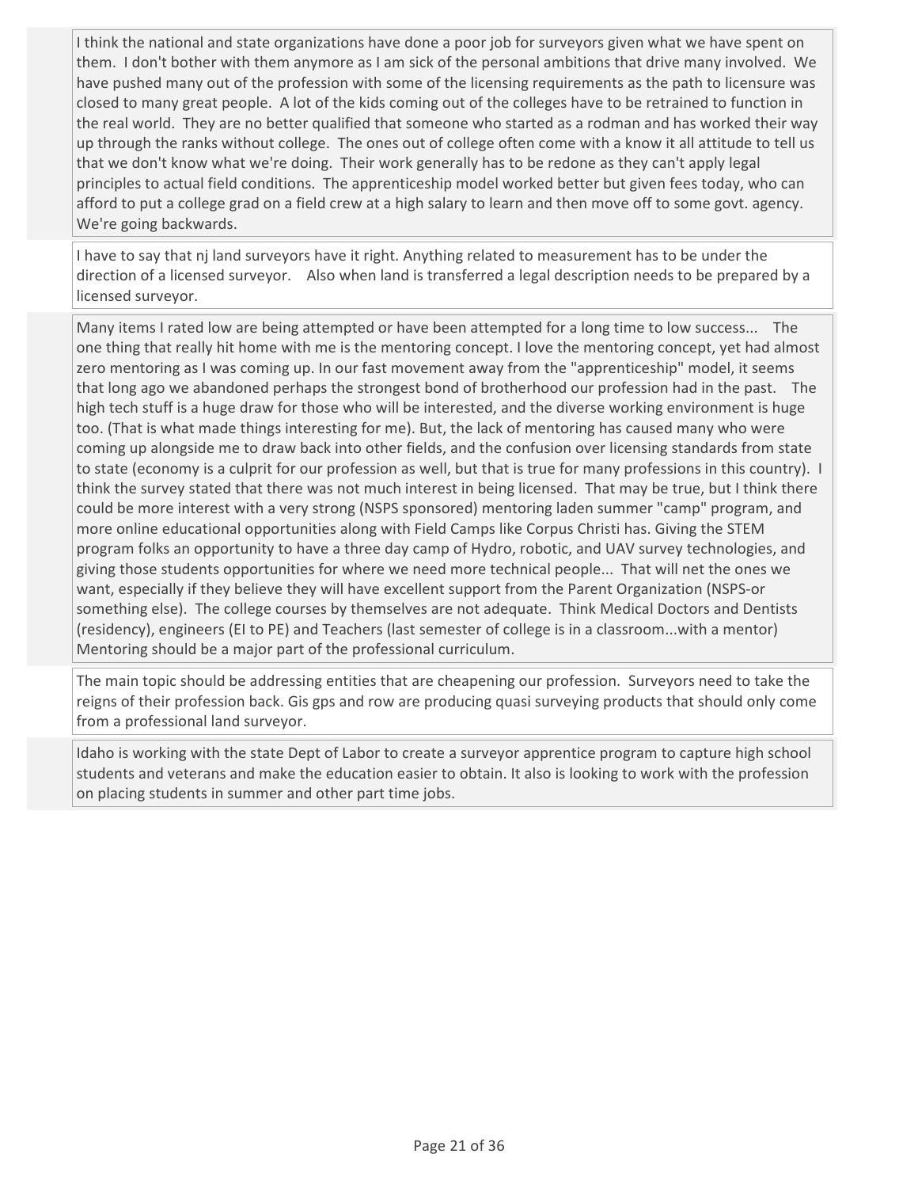I think the national and state organizations have done a poor job for surveyors given what we have spent on them. I don't bother with them anymore as I am sick of the personal ambitions that drive many involved. We have pushed many out of the profession with some of the licensing requirements as the path to licensure was closed to many great people. A lot of the kids coming out of the colleges have to be retrained to function in the real world. They are no better qualified that someone who started as a rodman and has worked their way up through the ranks without college. The ones out of college often come with a know it all attitude to tell us that we don't know what we're doing. Their work generally has to be redone as they can't apply legal principles to actual field conditions. The apprenticeship model worked better but given fees today, who can afford to put a college grad on a field crew at a high salary to learn and then move off to some govt. agency. We're going backwards.

I have to say that nj land surveyors have it right. Anything related to measurement has to be under the direction of a licensed surveyor. Also when land is transferred a legal description needs to be prepared by a licensed surveyor.

Many items I rated low are being attempted or have been attempted for a long time to low success... The one thing that really hit home with me is the mentoring concept. I love the mentoring concept, yet had almost zero mentoring as I was coming up. In our fast movement away from the "apprenticeship" model, it seems that long ago we abandoned perhaps the strongest bond of brotherhood our profession had in the past. The high tech stuff is a huge draw for those who will be interested, and the diverse working environment is huge too. (That is what made things interesting for me). But, the lack of mentoring has caused many who were coming up alongside me to draw back into other fields, and the confusion over licensing standards from state to state (economy is a culprit for our profession as well, but that is true for many professions in this country). I think the survey stated that there was not much interest in being licensed. That may be true, but I think there could be more interest with a very strong (NSPS sponsored) mentoring laden summer "camp" program, and more online educational opportunities along with Field Camps like Corpus Christi has. Giving the STEM program folks an opportunity to have a three day camp of Hydro, robotic, and UAV survey technologies, and giving those students opportunities for where we need more technical people... That will net the ones we want, especially if they believe they will have excellent support from the Parent Organization (NSPS-or something else). The college courses by themselves are not adequate. Think Medical Doctors and Dentists (residency), engineers (EI to PE) and Teachers (last semester of college is in a classroom...with a mentor) Mentoring should be a major part of the professional curriculum.

The main topic should be addressing entities that are cheapening our profession. Surveyors need to take the reigns of their profession back. Gis gps and row are producing quasi surveying products that should only come from a professional land surveyor.

Idaho is working with the state Dept of Labor to create a surveyor apprentice program to capture high school students and veterans and make the education easier to obtain. It also is looking to work with the profession on placing students in summer and other part time jobs.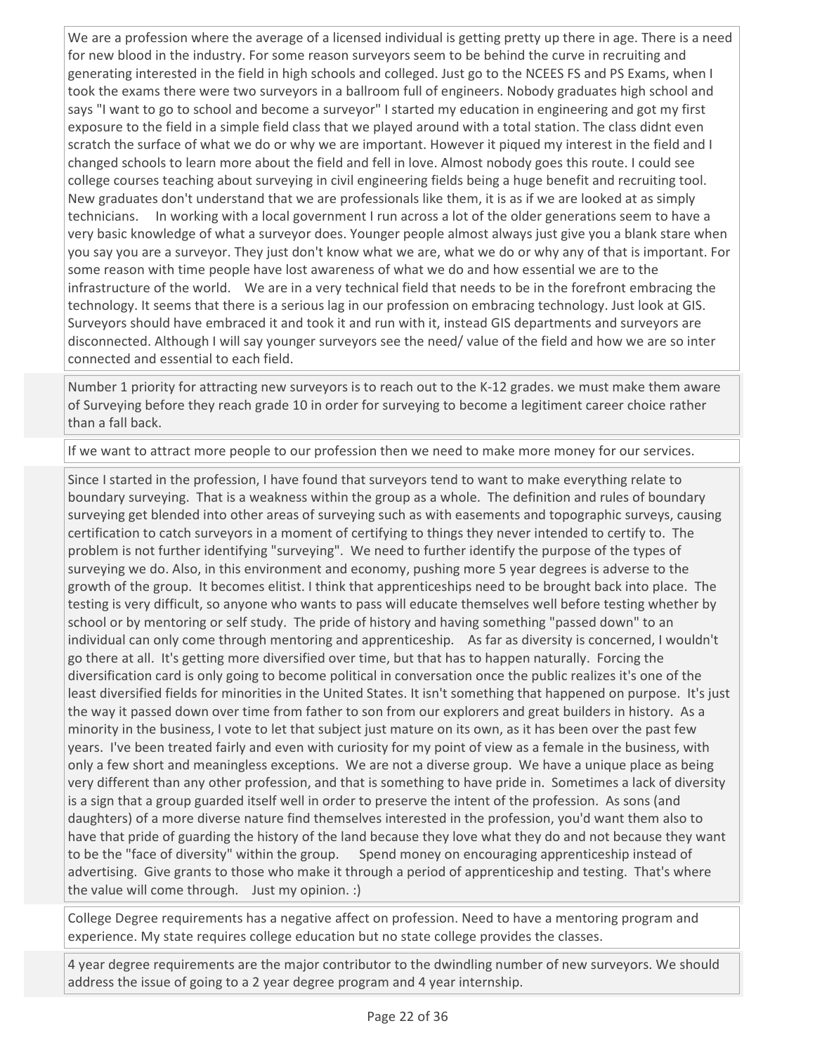We are a profession where the average of a licensed individual is getting pretty up there in age. There is a need for new blood in the industry. For some reason surveyors seem to be behind the curve in recruiting and generating interested in the field in high schools and colleged. Just go to the NCEES FS and PS Exams, when I took the exams there were two surveyors in a ballroom full of engineers. Nobody graduates high school and says "I want to go to school and become a surveyor" I started my education in engineering and got my first exposure to the field in a simple field class that we played around with a total station. The class didnt even scratch the surface of what we do or why we are important. However it piqued my interest in the field and I changed schools to learn more about the field and fell in love. Almost nobody goes this route. I could see college courses teaching about surveying in civil engineering fields being a huge benefit and recruiting tool. New graduates don't understand that we are professionals like them, it is as if we are looked at as simply technicians.    In working with a local government I run across a lot of the older generations seem to have a very basic knowledge of what a surveyor does. Younger people almost always just give you a blank stare when you say you are a surveyor. They just don't know what we are, what we do or why any of that is important. For some reason with time people have lost awareness of what we do and how essential we are to the infrastructure of the world.    We are in a very technical field that needs to be in the forefront embracing the technology. It seems that there is a serious lag in our profession on embracing technology. Just look at GIS. Surveyors should have embraced it and took it and run with it, instead GIS departments and surveyors are disconnected. Although I will say younger surveyors see the need/ value of the field and how we are so inter connected and essential to each field.

Number 1 priority for attracting new surveyors is to reach out to the K-12 grades. we must make them aware of Surveying before they reach grade 10 in order for surveying to become a legitiment career choice rather than a fall back.

If we want to attract more people to our profession then we need to make more money for our services.

Since I started in the profession, I have found that surveyors tend to want to make everything relate to boundary surveying. That is a weakness within the group as a whole. The definition and rules of boundary surveying get blended into other areas of surveying such as with easements and topographic surveys, causing certification to catch surveyors in a moment of certifying to things they never intended to certify to. The problem is not further identifying "surveying". We need to further identify the purpose of the types of surveying we do. Also, in this environment and economy, pushing more 5 year degrees is adverse to the growth of the group. It becomes elitist. I think that apprenticeships need to be brought back into place. The testing is very difficult, so anyone who wants to pass will educate themselves well before testing whether by school or by mentoring or self study. The pride of history and having something "passed down" to an individual can only come through mentoring and apprenticeship.    As far as diversity is concerned, I wouldn't go there at all. It's getting more diversified over time, but that has to happen naturally. Forcing the diversification card is only going to become political in conversation once the public realizes it's one of the least diversified fields for minorities in the United States. It isn't something that happened on purpose. It's just the way it passed down over time from father to son from our explorers and great builders in history. As a minority in the business, I vote to let that subject just mature on its own, as it has been over the past few years. I've been treated fairly and even with curiosity for my point of view as a female in the business, with only a few short and meaningless exceptions. We are not a diverse group. We have a unique place as being very different than any other profession, and that is something to have pride in. Sometimes a lack of diversity is a sign that a group guarded itself well in order to preserve the intent of the profession. As sons (and daughters) of a more diverse nature find themselves interested in the profession, you'd want them also to have that pride of guarding the history of the land because they love what they do and not because they want to be the "face of diversity" within the group.    Spend money on encouraging apprenticeship instead of advertising. Give grants to those who make it through a period of apprenticeship and testing. That's where the value will come through.    Just my opinion. :)

College Degree requirements has a negative affect on profession. Need to have a mentoring program and experience. My state requires college education but no state college provides the classes.

4 year degree requirements are the major contributor to the dwindling number of new surveyors. We should address the issue of going to a 2 year degree program and 4 year internship.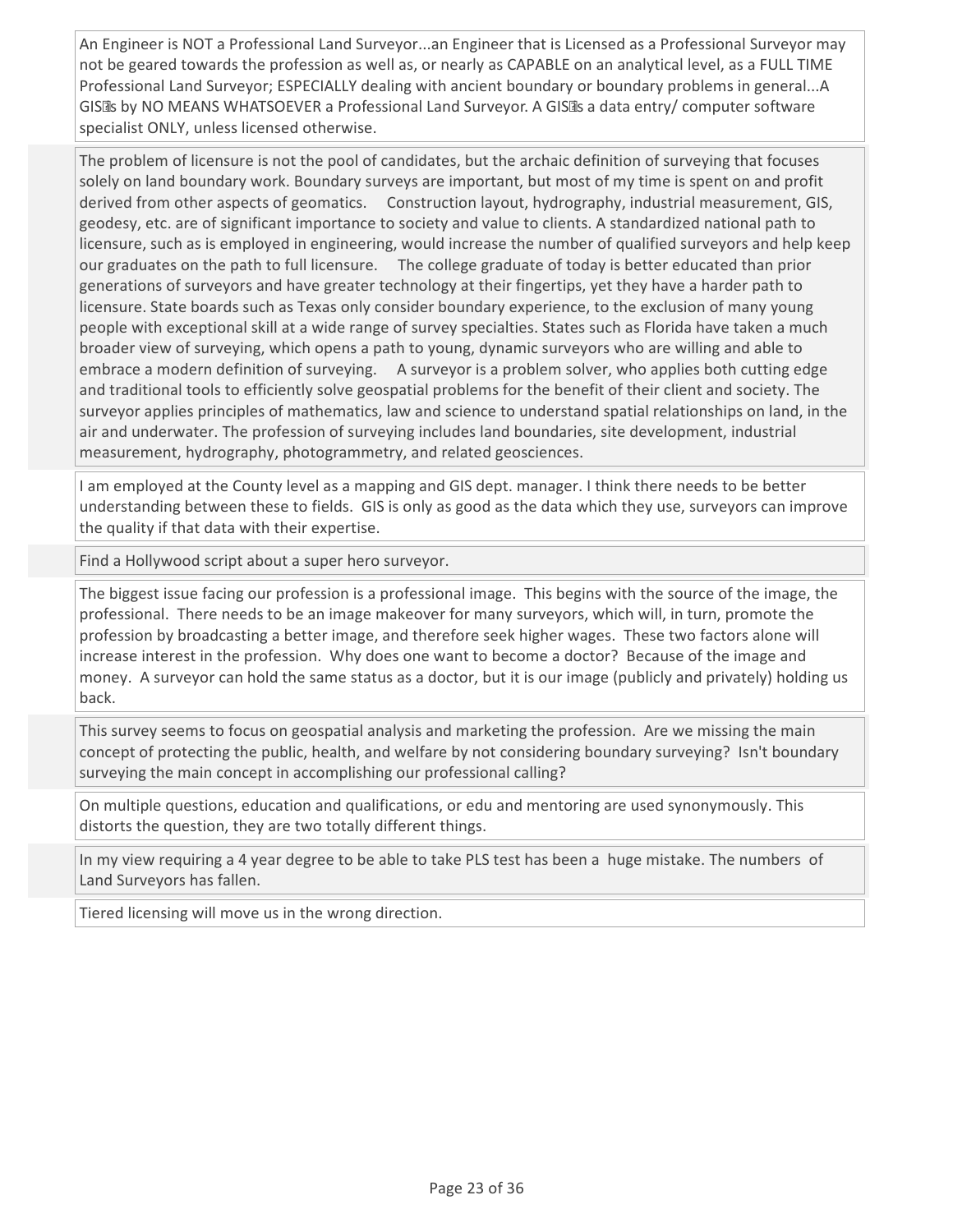An Engineer is NOT a Professional Land Surveyor...an Engineer that is Licensed as a Professional Surveyor may not be geared towards the profession as well as, or nearly as CAPABLE on an analytical level, as a FULL TIME Professional Land Surveyor; ESPECIALLY dealing with ancient boundary or boundary problems in general...A GIS�s by NO MEANS WHATSOEVER a Professional Land Surveyor. A GIS�s a data entry/ computer software specialist ONLY, unless licensed otherwise.

The problem of licensure is not the pool of candidates, but the archaic definition of surveying that focuses solely on land boundary work. Boundary surveys are important, but most of my time is spent on and profit derived from other aspects of geomatics. Construction layout, hydrography, industrial measurement, GIS, geodesy, etc. are of significant importance to society and value to clients. A standardized national path to licensure, such as is employed in engineering, would increase the number of qualified surveyors and help keep our graduates on the path to full licensure. The college graduate of today is better educated than prior generations of surveyors and have greater technology at their fingertips, yet they have a harder path to licensure. State boards such as Texas only consider boundary experience, to the exclusion of many young people with exceptional skill at a wide range of survey specialties. States such as Florida have taken a much broader view of surveying, which opens a path to young, dynamic surveyors who are willing and able to embrace a modern definition of surveying. A surveyor is a problem solver, who applies both cutting edge and traditional tools to efficiently solve geospatial problems for the benefit of their client and society. The surveyor applies principles of mathematics, law and science to understand spatial relationships on land, in the air and underwater. The profession of surveying includes land boundaries, site development, industrial measurement, hydrography, photogrammetry, and related geosciences.

I am employed at the County level as a mapping and GIS dept. manager. I think there needs to be better understanding between these to fields. GIS is only as good as the data which they use, surveyors can improve the quality if that data with their expertise.

Find a Hollywood script about a super hero surveyor.

The biggest issue facing our profession is a professional image. This begins with the source of the image, the professional. There needs to be an image makeover for many surveyors, which will, in turn, promote the profession by broadcasting a better image, and therefore seek higher wages. These two factors alone will increase interest in the profession. Why does one want to become a doctor? Because of the image and money. A surveyor can hold the same status as a doctor, but it is our image (publicly and privately) holding us back.

This survey seems to focus on geospatial analysis and marketing the profession. Are we missing the main concept of protecting the public, health, and welfare by not considering boundary surveying? Isn't boundary surveying the main concept in accomplishing our professional calling?

On multiple questions, education and qualifications, or edu and mentoring are used synonymously. This distorts the question, they are two totally different things.

In my view requiring a 4 year degree to be able to take PLS test has been a huge mistake. The numbers of Land Surveyors has fallen.

Tiered licensing will move us in the wrong direction.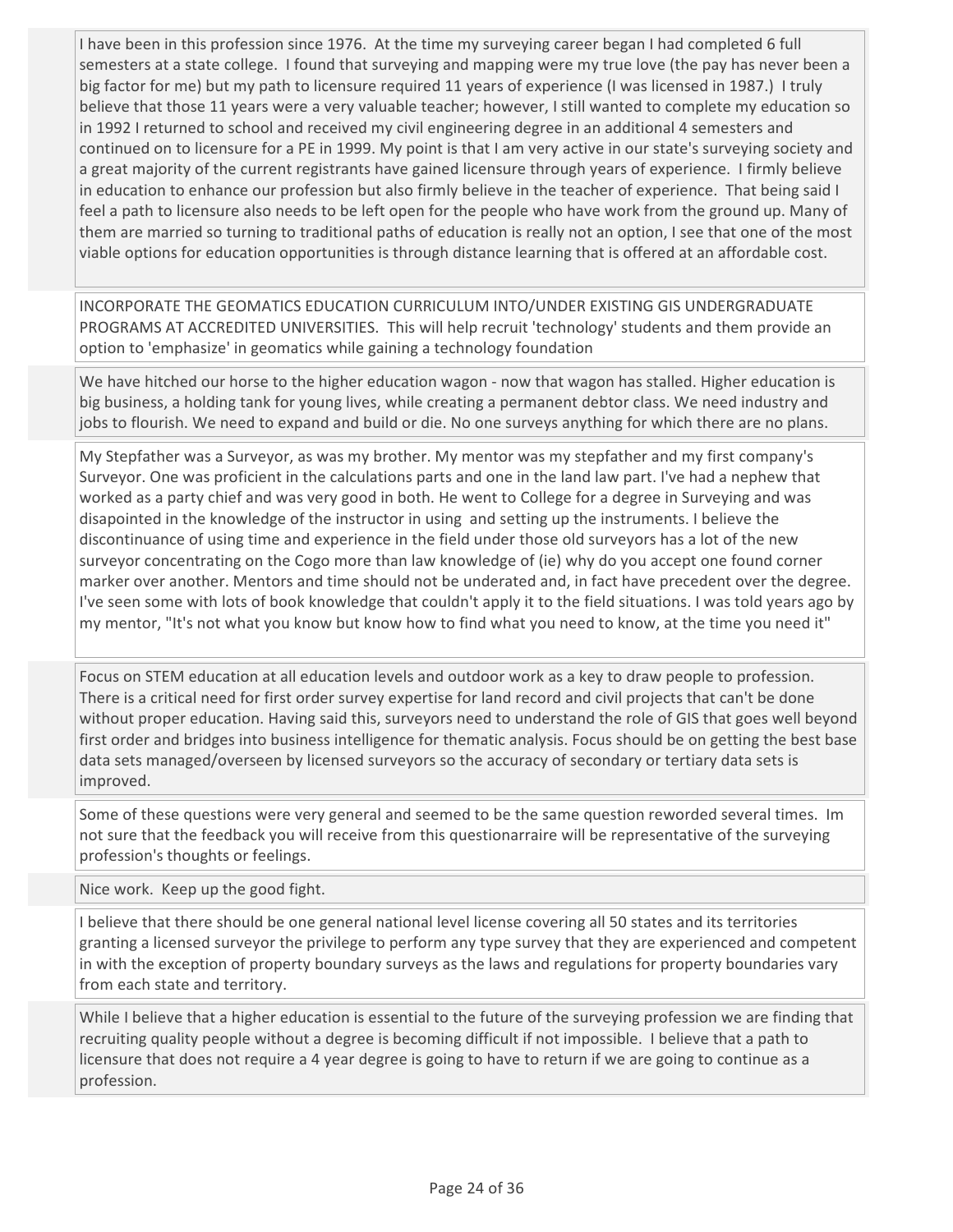I have been in this profession since 1976. At the time my surveying career began I had completed 6 full semesters at a state college. I found that surveying and mapping were my true love (the pay has never been a big factor for me) but my path to licensure required 11 years of experience (I was licensed in 1987.) I truly believe that those 11 years were a very valuable teacher; however, I still wanted to complete my education so in 1992 I returned to school and received my civil engineering degree in an additional 4 semesters and continued on to licensure for a PE in 1999. My point is that I am very active in our state's surveying society and a great majority of the current registrants have gained licensure through years of experience. I firmly believe in education to enhance our profession but also firmly believe in the teacher of experience. That being said I feel a path to licensure also needs to be left open for the people who have work from the ground up. Many of them are married so turning to traditional paths of education is really not an option, I see that one of the most viable options for education opportunities is through distance learning that is offered at an affordable cost.

INCORPORATE THE GEOMATICS EDUCATION CURRICULUM INTO/UNDER EXISTING GIS UNDERGRADUATE PROGRAMS AT ACCREDITED UNIVERSITIES. This will help recruit 'technology' students and them provide an option to 'emphasize' in geomatics while gaining a technology foundation

We have hitched our horse to the higher education wagon - now that wagon has stalled. Higher education is big business, a holding tank for young lives, while creating a permanent debtor class. We need industry and jobs to flourish. We need to expand and build or die. No one surveys anything for which there are no plans.

My Stepfather was a Surveyor, as was my brother. My mentor was my stepfather and my first company's Surveyor. One was proficient in the calculations parts and one in the land law part. I've had a nephew that worked as a party chief and was very good in both. He went to College for a degree in Surveying and was disapointed in the knowledge of the instructor in using and setting up the instruments. I believe the discontinuance of using time and experience in the field under those old surveyors has a lot of the new surveyor concentrating on the Cogo more than law knowledge of (ie) why do you accept one found corner marker over another. Mentors and time should not be underated and, in fact have precedent over the degree. I've seen some with lots of book knowledge that couldn't apply it to the field situations. I was told years ago by my mentor, "It's not what you know but know how to find what you need to know, at the time you need it"

Focus on STEM education at all education levels and outdoor work as a key to draw people to profession. There is a critical need for first order survey expertise for land record and civil projects that can't be done without proper education. Having said this, surveyors need to understand the role of GIS that goes well beyond first order and bridges into business intelligence for thematic analysis. Focus should be on getting the best base data sets managed/overseen by licensed surveyors so the accuracy of secondary or tertiary data sets is improved.

Some of these questions were very general and seemed to be the same question reworded several times. Im not sure that the feedback you will receive from this questionarraire will be representative of the surveying profession's thoughts or feelings.

Nice work. Keep up the good fight.

I believe that there should be one general national level license covering all 50 states and its territories granting a licensed surveyor the privilege to perform any type survey that they are experienced and competent in with the exception of property boundary surveys as the laws and regulations for property boundaries vary from each state and territory.

While I believe that a higher education is essential to the future of the surveying profession we are finding that recruiting quality people without a degree is becoming difficult if not impossible. I believe that a path to licensure that does not require a 4 year degree is going to have to return if we are going to continue as a profession.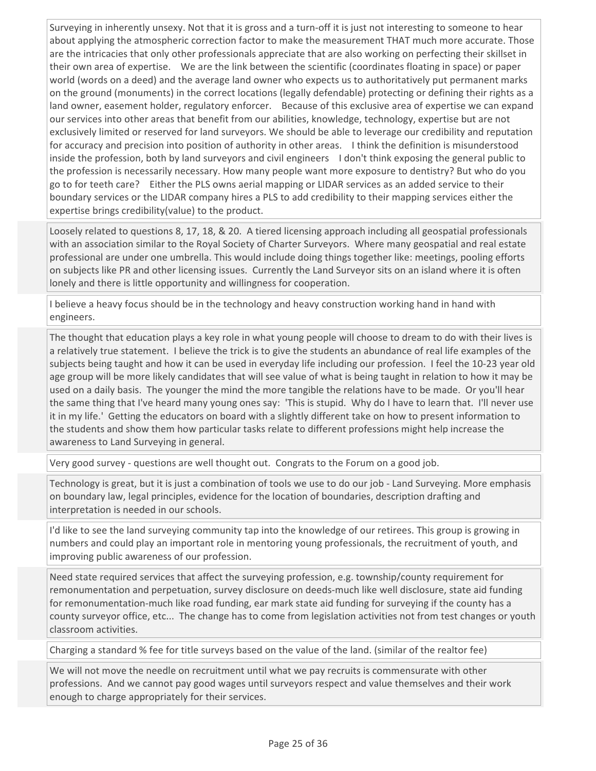Surveying in inherently unsexy. Not that it is gross and a turn-off it is just not interesting to someone to hear about applying the atmospheric correction factor to make the measurement THAT much more accurate. Those are the intricacies that only other professionals appreciate that are also working on perfecting their skillset in their own area of expertise.    We are the link between the scientific (coordinates floating in space) or paper world (words on a deed) and the average land owner who expects us to authoritatively put permanent marks on the ground (monuments) in the correct locations (legally defendable) protecting or defining their rights as a land owner, easement holder, regulatory enforcer.    Because of this exclusive area of expertise we can expand our services into other areas that benefit from our abilities, knowledge, technology, expertise but are not exclusively limited or reserved for land surveyors. We should be able to leverage our credibility and reputation for accuracy and precision into position of authority in other areas.    I think the definition is misunderstood inside the profession, both by land surveyors and civil engineers    I don't think exposing the general public to the profession is necessarily necessary. How many people want more exposure to dentistry? But who do you go to for teeth care?    Either the PLS owns aerial mapping or LIDAR services as an added service to their boundary services or the LIDAR company hires a PLS to add credibility to their mapping services either the expertise brings credibility(value) to the product.

Loosely related to questions 8, 17, 18, & 20.  A tiered licensing approach including all geospatial professionals with an association similar to the Royal Society of Charter Surveyors.  Where many geospatial and real estate professional are under one umbrella. This would include doing things together like: meetings, pooling efforts on subjects like PR and other licensing issues.  Currently the Land Surveyor sits on an island where it is often lonely and there is little opportunity and willingness for cooperation.

I believe a heavy focus should be in the technology and heavy construction working hand in hand with engineers.

The thought that education plays a key role in what young people will choose to dream to do with their lives is a relatively true statement.  I believe the trick is to give the students an abundance of real life examples of the subjects being taught and how it can be used in everyday life including our profession.  I feel the 10-23 year old age group will be more likely candidates that will see value of what is being taught in relation to how it may be used on a daily basis.  The younger the mind the more tangible the relations have to be made.  Or you'll hear the same thing that I've heard many young ones say:  'This is stupid.  Why do I have to learn that.  I'll never use it in my life.'  Getting the educators on board with a slightly different take on how to present information to the students and show them how particular tasks relate to different professions might help increase the awareness to Land Surveying in general.

Very good survey - questions are well thought out.  Congrats to the Forum on a good job.

Technology is great, but it is just a combination of tools we use to do our job - Land Surveying. More emphasis on boundary law, legal principles, evidence for the location of boundaries, description drafting and interpretation is needed in our schools.

I'd like to see the land surveying community tap into the knowledge of our retirees. This group is growing in numbers and could play an important role in mentoring young professionals, the recruitment of youth, and improving public awareness of our profession.

Need state required services that affect the surveying profession, e.g. township/county requirement for remonumentation and perpetuation, survey disclosure on deeds-much like well disclosure, state aid funding for remonumentation-much like road funding, ear mark state aid funding for surveying if the county has a county surveyor office, etc... The change has to come from legislation activities not from test changes or youth classroom activities.

Charging a standard % fee for title surveys based on the value of the land. (similar of the realtor fee)

We will not move the needle on recruitment until what we pay recruits is commensurate with other professions.  And we cannot pay good wages until surveyors respect and value themselves and their work enough to charge appropriately for their services.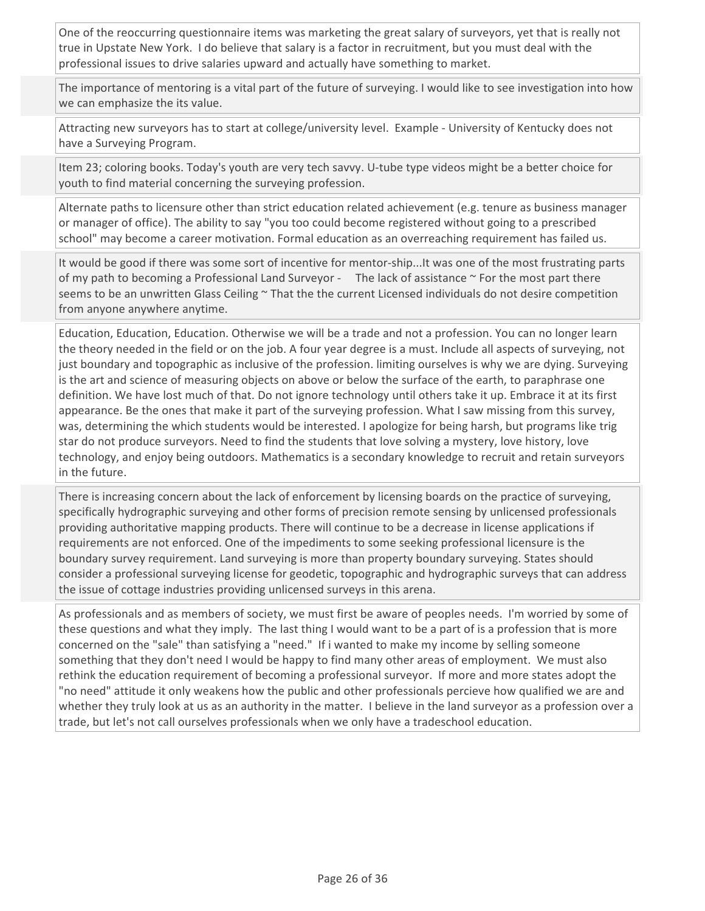One of the reoccurring questionnaire items was marketing the great salary of surveyors, yet that is really not true in Upstate New York. I do believe that salary is a factor in recruitment, but you must deal with the professional issues to drive salaries upward and actually have something to market.

The importance of mentoring is a vital part of the future of surveying. I would like to see investigation into how we can emphasize the its value.

Attracting new surveyors has to start at college/university level. Example - University of Kentucky does not have a Surveying Program.

Item 23; coloring books. Today's youth are very tech savvy. U-tube type videos might be a better choice for youth to find material concerning the surveying profession.

Alternate paths to licensure other than strict education related achievement (e.g. tenure as business manager or manager of office). The ability to say "you too could become registered without going to a prescribed school" may become a career motivation. Formal education as an overreaching requirement has failed us.

It would be good if there was some sort of incentive for mentor-ship...It was one of the most frustrating parts of my path to becoming a Professional Land Surveyor - The lack of assistance ~ For the most part there seems to be an unwritten Glass Ceiling ~ That the the current Licensed individuals do not desire competition from anyone anywhere anytime.

Education, Education, Education. Otherwise we will be a trade and not a profession. You can no longer learn the theory needed in the field or on the job. A four year degree is a must. Include all aspects of surveying, not just boundary and topographic as inclusive of the profession. limiting ourselves is why we are dying. Surveying is the art and science of measuring objects on above or below the surface of the earth, to paraphrase one definition. We have lost much of that. Do not ignore technology until others take it up. Embrace it at its first appearance. Be the ones that make it part of the surveying profession. What I saw missing from this survey, was, determining the which students would be interested. I apologize for being harsh, but programs like trig star do not produce surveyors. Need to find the students that love solving a mystery, love history, love technology, and enjoy being outdoors. Mathematics is a secondary knowledge to recruit and retain surveyors in the future.

There is increasing concern about the lack of enforcement by licensing boards on the practice of surveying, specifically hydrographic surveying and other forms of precision remote sensing by unlicensed professionals providing authoritative mapping products. There will continue to be a decrease in license applications if requirements are not enforced. One of the impediments to some seeking professional licensure is the boundary survey requirement. Land surveying is more than property boundary surveying. States should consider a professional surveying license for geodetic, topographic and hydrographic surveys that can address the issue of cottage industries providing unlicensed surveys in this arena.

As professionals and as members of society, we must first be aware of peoples needs. I'm worried by some of these questions and what they imply. The last thing I would want to be a part of is a profession that is more concerned on the "sale" than satisfying a "need." If i wanted to make my income by selling someone something that they don't need I would be happy to find many other areas of employment. We must also rethink the education requirement of becoming a professional surveyor. If more and more states adopt the "no need" attitude it only weakens how the public and other professionals percieve how qualified we are and whether they truly look at us as an authority in the matter. I believe in the land surveyor as a profession over a trade, but let's not call ourselves professionals when we only have a tradeschool education.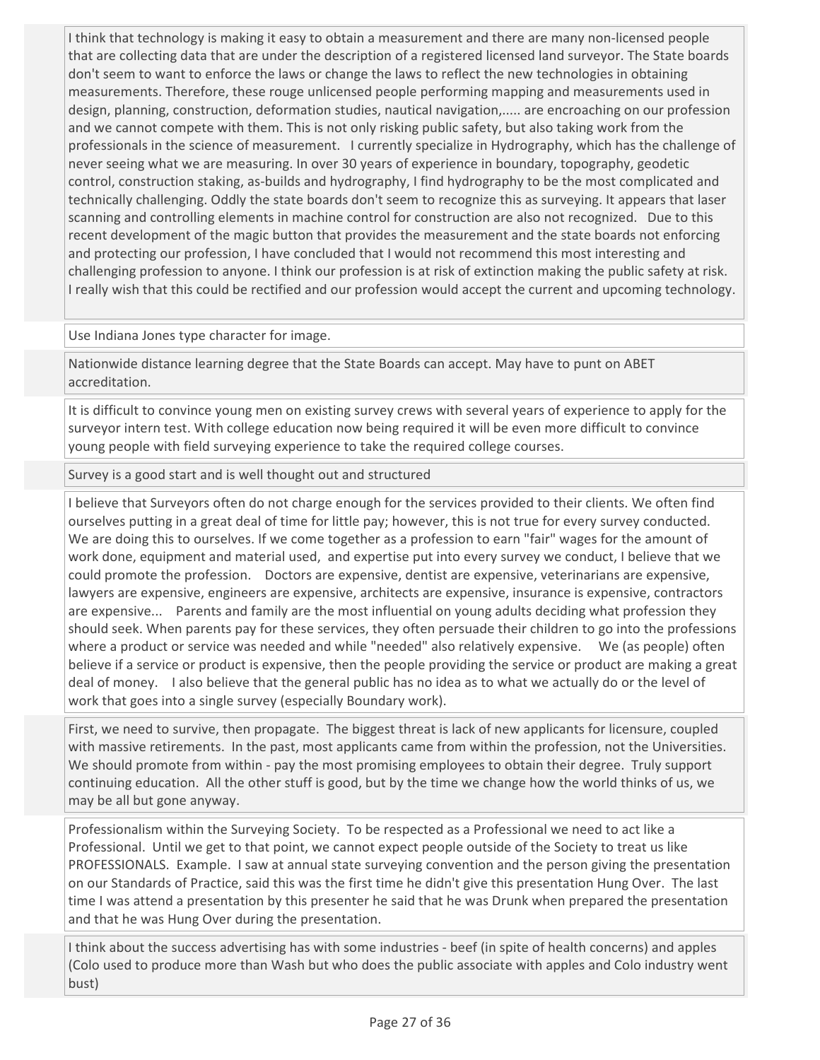I think that technology is making it easy to obtain a measurement and there are many non-licensed people that are collecting data that are under the description of a registered licensed land surveyor. The State boards don't seem to want to enforce the laws or change the laws to reflect the new technologies in obtaining measurements. Therefore, these rouge unlicensed people performing mapping and measurements used in design, planning, construction, deformation studies, nautical navigation,..... are encroaching on our profession and we cannot compete with them. This is not only risking public safety, but also taking work from the professionals in the science of measurement. I currently specialize in Hydrography, which has the challenge of never seeing what we are measuring. In over 30 years of experience in boundary, topography, geodetic control, construction staking, as-builds and hydrography, I find hydrography to be the most complicated and technically challenging. Oddly the state boards don't seem to recognize this as surveying. It appears that laser scanning and controlling elements in machine control for construction are also not recognized. Due to this recent development of the magic button that provides the measurement and the state boards not enforcing and protecting our profession, I have concluded that I would not recommend this most interesting and challenging profession to anyone. I think our profession is at risk of extinction making the public safety at risk. I really wish that this could be rectified and our profession would accept the current and upcoming technology.

Use Indiana Jones type character for image.

Nationwide distance learning degree that the State Boards can accept. May have to punt on ABET accreditation.

It is difficult to convince young men on existing survey crews with several years of experience to apply for the surveyor intern test. With college education now being required it will be even more difficult to convince young people with field surveying experience to take the required college courses.

Survey is a good start and is well thought out and structured

I believe that Surveyors often do not charge enough for the services provided to their clients. We often find ourselves putting in a great deal of time for little pay; however, this is not true for every survey conducted. We are doing this to ourselves. If we come together as a profession to earn "fair" wages for the amount of work done, equipment and material used, and expertise put into every survey we conduct, I believe that we could promote the profession. Doctors are expensive, dentist are expensive, veterinarians are expensive, lawyers are expensive, engineers are expensive, architects are expensive, insurance is expensive, contractors are expensive... Parents and family are the most influential on young adults deciding what profession they should seek. When parents pay for these services, they often persuade their children to go into the professions where a product or service was needed and while "needed" also relatively expensive. We (as people) often believe if a service or product is expensive, then the people providing the service or product are making a great deal of money. I also believe that the general public has no idea as to what we actually do or the level of work that goes into a single survey (especially Boundary work).

First, we need to survive, then propagate. The biggest threat is lack of new applicants for licensure, coupled with massive retirements. In the past, most applicants came from within the profession, not the Universities. We should promote from within - pay the most promising employees to obtain their degree. Truly support continuing education. All the other stuff is good, but by the time we change how the world thinks of us, we may be all but gone anyway.

Professionalism within the Surveying Society. To be respected as a Professional we need to act like a Professional. Until we get to that point, we cannot expect people outside of the Society to treat us like PROFESSIONALS. Example. I saw at annual state surveying convention and the person giving the presentation on our Standards of Practice, said this was the first time he didn't give this presentation Hung Over. The last time I was attend a presentation by this presenter he said that he was Drunk when prepared the presentation and that he was Hung Over during the presentation.

I think about the success advertising has with some industries - beef (in spite of health concerns) and apples (Colo used to produce more than Wash but who does the public associate with apples and Colo industry went bust)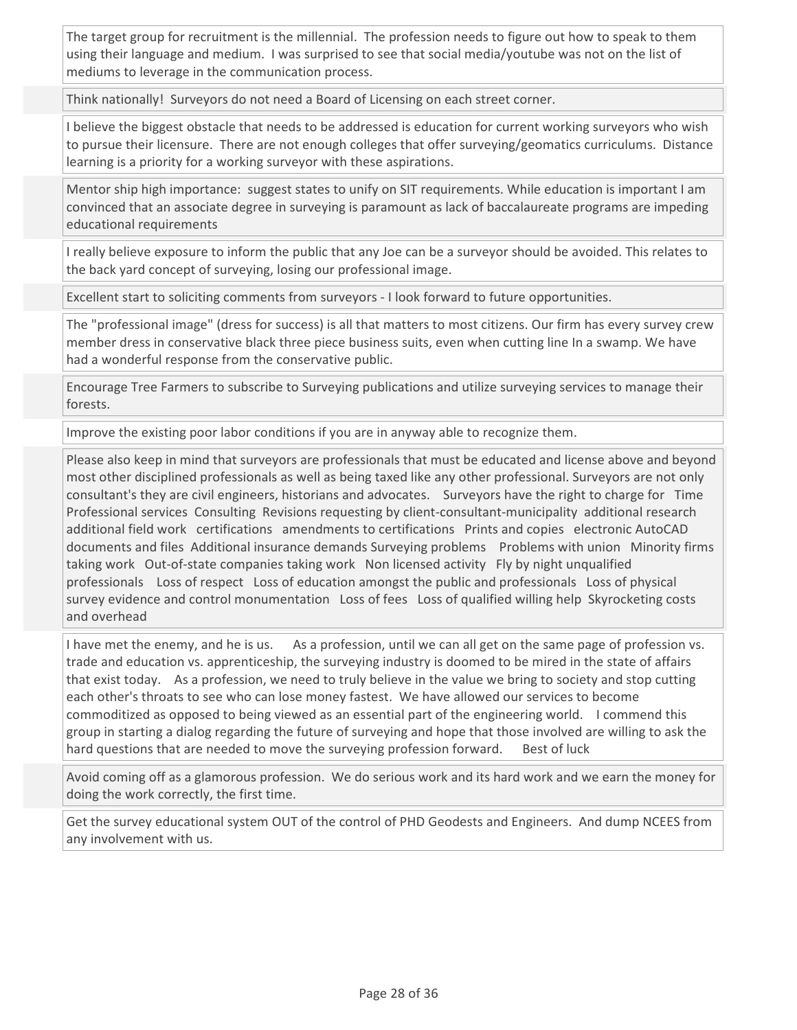The target group for recruitment is the millennial. The profession needs to figure out how to speak to them using their language and medium. I was surprised to see that social media/youtube was not on the list of mediums to leverage in the communication process.

Think nationally! Surveyors do not need a Board of Licensing on each street corner.

I believe the biggest obstacle that needs to be addressed is education for current working surveyors who wish to pursue their licensure. There are not enough colleges that offer surveying/geomatics curriculums. Distance learning is a priority for a working surveyor with these aspirations.

Mentor ship high importance: suggest states to unify on SIT requirements. While education is important I am convinced that an associate degree in surveying is paramount as lack of baccalaureate programs are impeding educational requirements

I really believe exposure to inform the public that any Joe can be a surveyor should be avoided. This relates to the back yard concept of surveying, losing our professional image.

Excellent start to soliciting comments from surveyors - I look forward to future opportunities.

The "professional image" (dress for success) is all that matters to most citizens. Our firm has every survey crew member dress in conservative black three piece business suits, even when cutting line In a swamp. We have had a wonderful response from the conservative public.

Encourage Tree Farmers to subscribe to Surveying publications and utilize surveying services to manage their forests.

Improve the existing poor labor conditions if you are in anyway able to recognize them.

Please also keep in mind that surveyors are professionals that must be educated and license above and beyond most other disciplined professionals as well as being taxed like any other professional. Surveyors are not only consultant's they are civil engineers, historians and advocates. Surveyors have the right to charge for Time Professional services Consulting Revisions requesting by client-consultant-municipality additional research additional field work certifications amendments to certifications Prints and copies electronic AutoCAD documents and files Additional insurance demands Surveying problems Problems with union Minority firms taking work Out-of-state companies taking work Non licensed activity Fly by night unqualified professionals Loss of respect Loss of education amongst the public and professionals Loss of physical survey evidence and control monumentation Loss of fees Loss of qualified willing help Skyrocketing costs and overhead

I have met the enemy, and he is us. As a profession, until we can all get on the same page of profession vs. trade and education vs. apprenticeship, the surveying industry is doomed to be mired in the state of affairs that exist today. As a profession, we need to truly believe in the value we bring to society and stop cutting each other's throats to see who can lose money fastest. We have allowed our services to become commoditized as opposed to being viewed as an essential part of the engineering world. I commend this group in starting a dialog regarding the future of surveying and hope that those involved are willing to ask the hard questions that are needed to move the surveying profession forward. Best of luck

Avoid coming off as a glamorous profession. We do serious work and its hard work and we earn the money for doing the work correctly, the first time.

Get the survey educational system OUT of the control of PHD Geodests and Engineers. And dump NCEES from any involvement with us.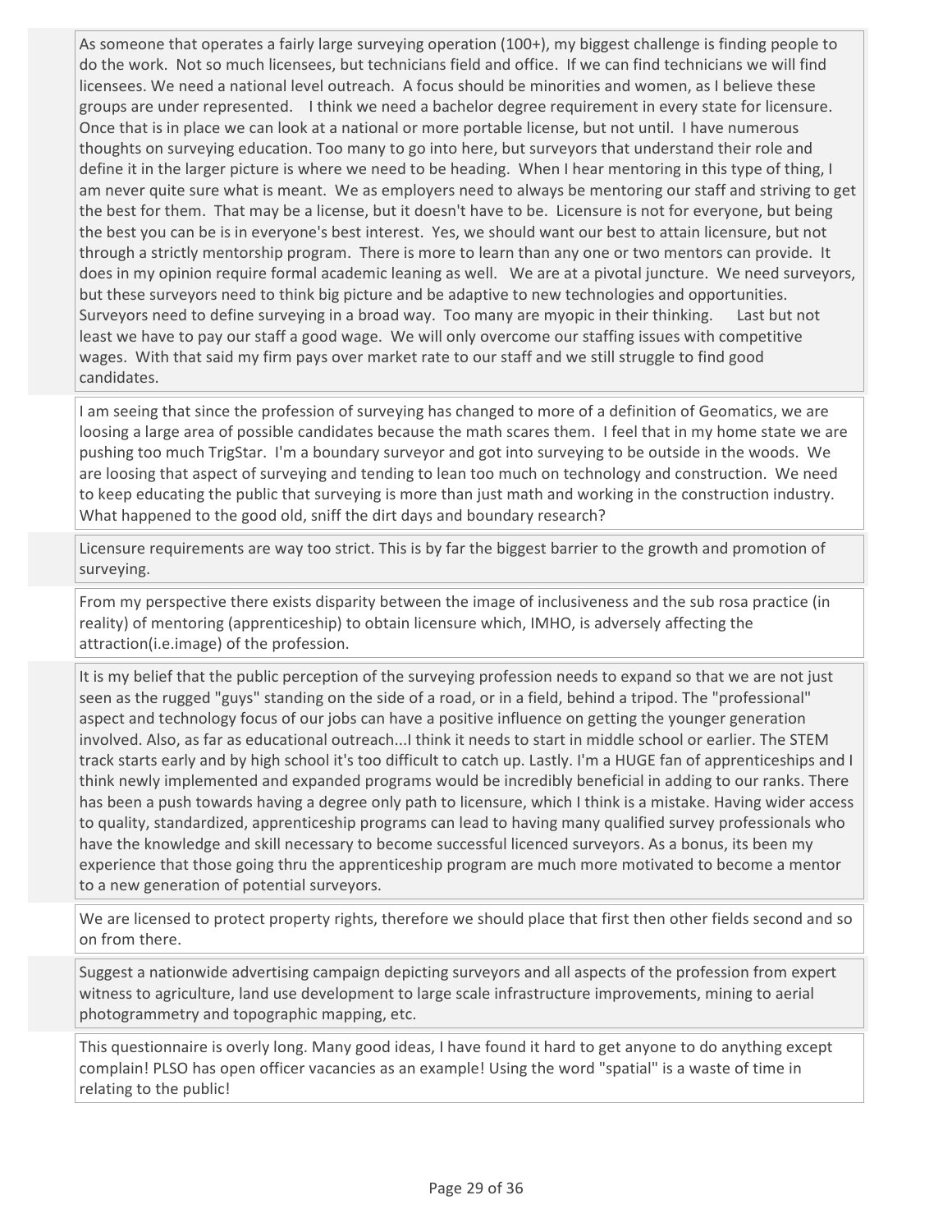As someone that operates a fairly large surveying operation (100+), my biggest challenge is finding people to do the work. Not so much licensees, but technicians field and office. If we can find technicians we will find licensees. We need a national level outreach. A focus should be minorities and women, as I believe these groups are under represented. I think we need a bachelor degree requirement in every state for licensure. Once that is in place we can look at a national or more portable license, but not until. I have numerous thoughts on surveying education. Too many to go into here, but surveyors that understand their role and define it in the larger picture is where we need to be heading. When I hear mentoring in this type of thing, I am never quite sure what is meant. We as employers need to always be mentoring our staff and striving to get the best for them. That may be a license, but it doesn't have to be. Licensure is not for everyone, but being the best you can be is in everyone's best interest. Yes, we should want our best to attain licensure, but not through a strictly mentorship program. There is more to learn than any one or two mentors can provide. It does in my opinion require formal academic leaning as well. We are at a pivotal juncture. We need surveyors, but these surveyors need to think big picture and be adaptive to new technologies and opportunities. Surveyors need to define surveying in a broad way. Too many are myopic in their thinking. Last but not least we have to pay our staff a good wage. We will only overcome our staffing issues with competitive wages. With that said my firm pays over market rate to our staff and we still struggle to find good candidates.

I am seeing that since the profession of surveying has changed to more of a definition of Geomatics, we are loosing a large area of possible candidates because the math scares them. I feel that in my home state we are pushing too much TrigStar. I'm a boundary surveyor and got into surveying to be outside in the woods. We are loosing that aspect of surveying and tending to lean too much on technology and construction. We need to keep educating the public that surveying is more than just math and working in the construction industry. What happened to the good old, sniff the dirt days and boundary research?

Licensure requirements are way too strict. This is by far the biggest barrier to the growth and promotion of surveying.

From my perspective there exists disparity between the image of inclusiveness and the sub rosa practice (in reality) of mentoring (apprenticeship) to obtain licensure which, IMHO, is adversely affecting the attraction(i.e.image) of the profession.

It is my belief that the public perception of the surveying profession needs to expand so that we are not just seen as the rugged "guys" standing on the side of a road, or in a field, behind a tripod. The "professional" aspect and technology focus of our jobs can have a positive influence on getting the younger generation involved. Also, as far as educational outreach...I think it needs to start in middle school or earlier. The STEM track starts early and by high school it's too difficult to catch up. Lastly. I'm a HUGE fan of apprenticeships and I think newly implemented and expanded programs would be incredibly beneficial in adding to our ranks. There has been a push towards having a degree only path to licensure, which I think is a mistake. Having wider access to quality, standardized, apprenticeship programs can lead to having many qualified survey professionals who have the knowledge and skill necessary to become successful licenced surveyors. As a bonus, its been my experience that those going thru the apprenticeship program are much more motivated to become a mentor to a new generation of potential surveyors.

We are licensed to protect property rights, therefore we should place that first then other fields second and so on from there.

Suggest a nationwide advertising campaign depicting surveyors and all aspects of the profession from expert witness to agriculture, land use development to large scale infrastructure improvements, mining to aerial photogrammetry and topographic mapping, etc.

This questionnaire is overly long. Many good ideas, I have found it hard to get anyone to do anything except complain! PLSO has open officer vacancies as an example! Using the word "spatial" is a waste of time in relating to the public!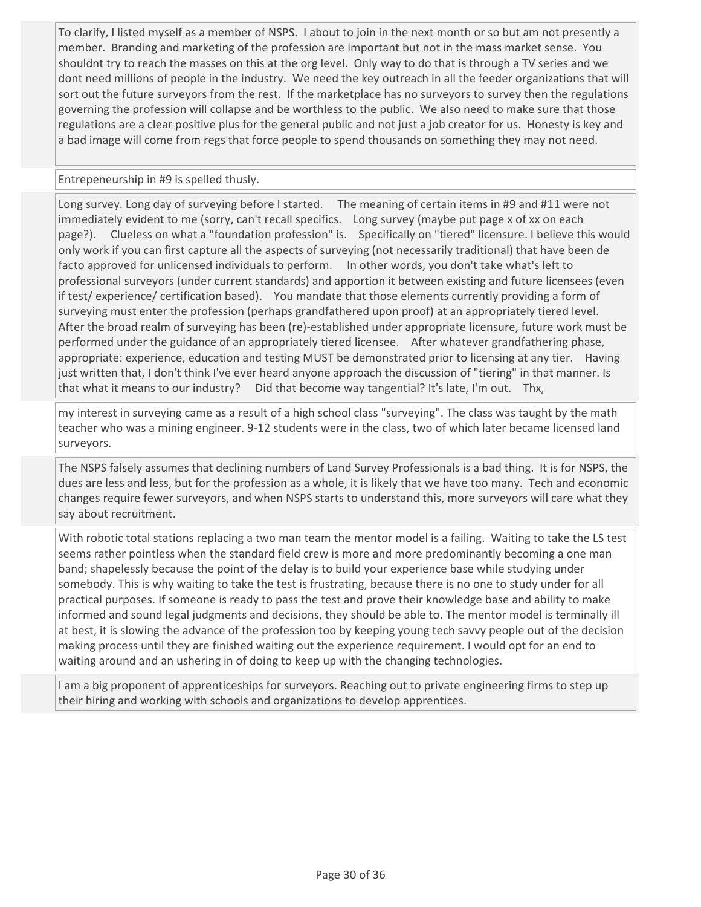To clarify, I listed myself as a member of NSPS. I about to join in the next month or so but am not presently a member. Branding and marketing of the profession are important but not in the mass market sense. You shouldnt try to reach the masses on this at the org level. Only way to do that is through a TV series and we dont need millions of people in the industry. We need the key outreach in all the feeder organizations that will sort out the future surveyors from the rest. If the marketplace has no surveyors to survey then the regulations governing the profession will collapse and be worthless to the public. We also need to make sure that those regulations are a clear positive plus for the general public and not just a job creator for us. Honesty is key and a bad image will come from regs that force people to spend thousands on something they may not need.

---

Entrepeneurship in #9 is spelled thusly.

---

Long survey. Long day of surveying before I started. The meaning of certain items in #9 and #11 were not immediately evident to me (sorry, can't recall specifics. Long survey (maybe put page x of xx on each page?). Clueless on what a "foundation profession" is. Specifically on "tiered" licensure. I believe this would only work if you can first capture all the aspects of surveying (not necessarily traditional) that have been de facto approved for unlicensed individuals to perform. In other words, you don't take what's left to professional surveyors (under current standards) and apportion it between existing and future licensees (even if test/ experience/ certification based). You mandate that those elements currently providing a form of surveying must enter the profession (perhaps grandfathered upon proof) at an appropriately tiered level. After the broad realm of surveying has been (re)-established under appropriate licensure, future work must be performed under the guidance of an appropriately tiered licensee. After whatever grandfathering phase, appropriate: experience, education and testing MUST be demonstrated prior to licensing at any tier. Having just written that, I don't think I've ever heard anyone approach the discussion of "tiering" in that manner. Is that what it means to our industry? Did that become way tangential? It's late, I'm out. Thx,

---

my interest in surveying came as a result of a high school class "surveying". The class was taught by the math teacher who was a mining engineer. 9-12 students were in the class, two of which later became licensed land surveyors.

---

The NSPS falsely assumes that declining numbers of Land Survey Professionals is a bad thing. It is for NSPS, the dues are less and less, but for the profession as a whole, it is likely that we have too many. Tech and economic changes require fewer surveyors, and when NSPS starts to understand this, more surveyors will care what they say about recruitment.

---

With robotic total stations replacing a two man team the mentor model is a failing. Waiting to take the LS test seems rather pointless when the standard field crew is more and more predominantly becoming a one man band; shapelessly because the point of the delay is to build your experience base while studying under somebody. This is why waiting to take the test is frustrating, because there is no one to study under for all practical purposes. If someone is ready to pass the test and prove their knowledge base and ability to make informed and sound legal judgments and decisions, they should be able to. The mentor model is terminally ill at best, it is slowing the advance of the profession too by keeping young tech savvy people out of the decision making process until they are finished waiting out the experience requirement. I would opt for an end to waiting around and an ushering in of doing to keep up with the changing technologies.

---

I am a big proponent of apprenticeships for surveyors. Reaching out to private engineering firms to step up their hiring and working with schools and organizations to develop apprentices.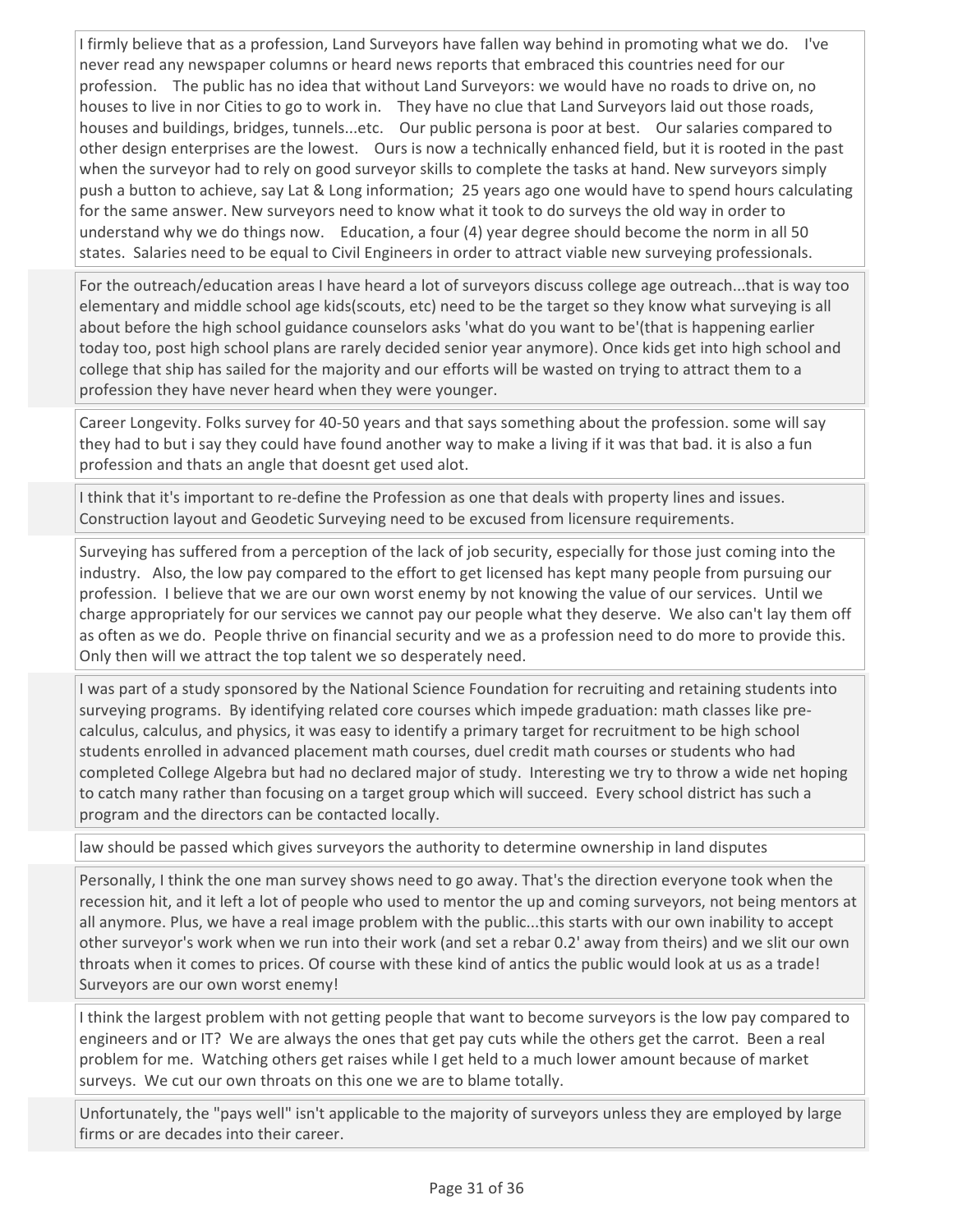I firmly believe that as a profession, Land Surveyors have fallen way behind in promoting what we do. I've never read any newspaper columns or heard news reports that embraced this countries need for our profession. The public has no idea that without Land Surveyors: we would have no roads to drive on, no houses to live in nor Cities to go to work in. They have no clue that Land Surveyors laid out those roads, houses and buildings, bridges, tunnels...etc. Our public persona is poor at best. Our salaries compared to other design enterprises are the lowest. Ours is now a technically enhanced field, but it is rooted in the past when the surveyor had to rely on good surveyor skills to complete the tasks at hand. New surveyors simply push a button to achieve, say Lat & Long information; 25 years ago one would have to spend hours calculating for the same answer. New surveyors need to know what it took to do surveys the old way in order to understand why we do things now. Education, a four (4) year degree should become the norm in all 50 states. Salaries need to be equal to Civil Engineers in order to attract viable new surveying professionals.

For the outreach/education areas I have heard a lot of surveyors discuss college age outreach...that is way too elementary and middle school age kids(scouts, etc) need to be the target so they know what surveying is all about before the high school guidance counselors asks 'what do you want to be'(that is happening earlier today too, post high school plans are rarely decided senior year anymore). Once kids get into high school and college that ship has sailed for the majority and our efforts will be wasted on trying to attract them to a profession they have never heard when they were younger.

Career Longevity. Folks survey for 40-50 years and that says something about the profession. some will say they had to but i say they could have found another way to make a living if it was that bad. it is also a fun profession and thats an angle that doesnt get used alot.

I think that it's important to re-define the Profession as one that deals with property lines and issues. Construction layout and Geodetic Surveying need to be excused from licensure requirements.

Surveying has suffered from a perception of the lack of job security, especially for those just coming into the industry. Also, the low pay compared to the effort to get licensed has kept many people from pursuing our profession. I believe that we are our own worst enemy by not knowing the value of our services. Until we charge appropriately for our services we cannot pay our people what they deserve. We also can't lay them off as often as we do. People thrive on financial security and we as a profession need to do more to provide this. Only then will we attract the top talent we so desperately need.

I was part of a study sponsored by the National Science Foundation for recruiting and retaining students into surveying programs. By identifying related core courses which impede graduation: math classes like pre-calculus, calculus, and physics, it was easy to identify a primary target for recruitment to be high school students enrolled in advanced placement math courses, duel credit math courses or students who had completed College Algebra but had no declared major of study. Interesting we try to throw a wide net hoping to catch many rather than focusing on a target group which will succeed. Every school district has such a program and the directors can be contacted locally.

law should be passed which gives surveyors the authority to determine ownership in land disputes

Personally, I think the one man survey shows need to go away. That's the direction everyone took when the recession hit, and it left a lot of people who used to mentor the up and coming surveyors, not being mentors at all anymore. Plus, we have a real image problem with the public...this starts with our own inability to accept other surveyor's work when we run into their work (and set a rebar 0.2' away from theirs) and we slit our own throats when it comes to prices. Of course with these kind of antics the public would look at us as a trade! Surveyors are our own worst enemy!

I think the largest problem with not getting people that want to become surveyors is the low pay compared to engineers and or IT? We are always the ones that get pay cuts while the others get the carrot. Been a real problem for me. Watching others get raises while I get held to a much lower amount because of market surveys. We cut our own throats on this one we are to blame totally.

Unfortunately, the "pays well" isn't applicable to the majority of surveyors unless they are employed by large firms or are decades into their career.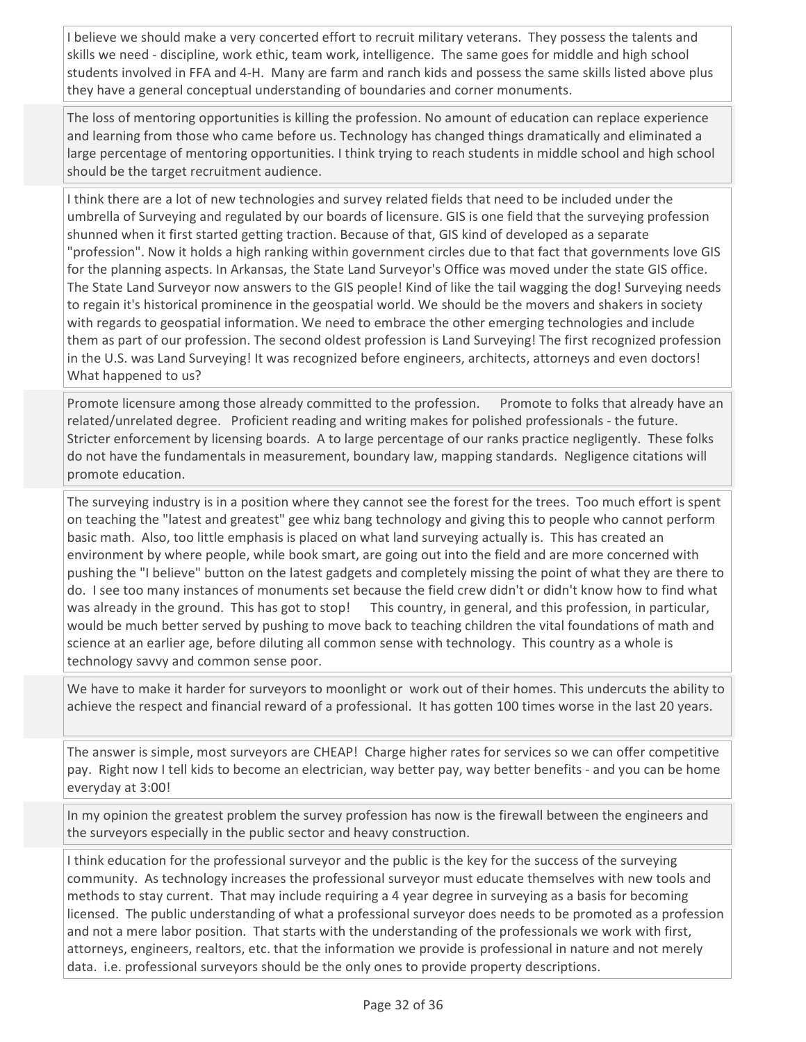I believe we should make a very concerted effort to recruit military veterans. They possess the talents and skills we need - discipline, work ethic, team work, intelligence. The same goes for middle and high school students involved in FFA and 4-H. Many are farm and ranch kids and possess the same skills listed above plus they have a general conceptual understanding of boundaries and corner monuments.

The loss of mentoring opportunities is killing the profession. No amount of education can replace experience and learning from those who came before us. Technology has changed things dramatically and eliminated a large percentage of mentoring opportunities. I think trying to reach students in middle school and high school should be the target recruitment audience.

I think there are a lot of new technologies and survey related fields that need to be included under the umbrella of Surveying and regulated by our boards of licensure. GIS is one field that the surveying profession shunned when it first started getting traction. Because of that, GIS kind of developed as a separate "profession". Now it holds a high ranking within government circles due to that fact that governments love GIS for the planning aspects. In Arkansas, the State Land Surveyor's Office was moved under the state GIS office. The State Land Surveyor now answers to the GIS people! Kind of like the tail wagging the dog! Surveying needs to regain it's historical prominence in the geospatial world. We should be the movers and shakers in society with regards to geospatial information. We need to embrace the other emerging technologies and include them as part of our profession. The second oldest profession is Land Surveying! The first recognized profession in the U.S. was Land Surveying! It was recognized before engineers, architects, attorneys and even doctors! What happened to us?

Promote licensure among those already committed to the profession. Promote to folks that already have an related/unrelated degree. Proficient reading and writing makes for polished professionals - the future. Stricter enforcement by licensing boards. A to large percentage of our ranks practice negligently. These folks do not have the fundamentals in measurement, boundary law, mapping standards. Negligence citations will promote education.

The surveying industry is in a position where they cannot see the forest for the trees. Too much effort is spent on teaching the "latest and greatest" gee whiz bang technology and giving this to people who cannot perform basic math. Also, too little emphasis is placed on what land surveying actually is. This has created an environment by where people, while book smart, are going out into the field and are more concerned with pushing the "I believe" button on the latest gadgets and completely missing the point of what they are there to do. I see too many instances of monuments set because the field crew didn't or didn't know how to find what was already in the ground. This has got to stop! This country, in general, and this profession, in particular, would be much better served by pushing to move back to teaching children the vital foundations of math and science at an earlier age, before diluting all common sense with technology. This country as a whole is technology savvy and common sense poor.

We have to make it harder for surveyors to moonlight or work out of their homes. This undercuts the ability to achieve the respect and financial reward of a professional. It has gotten 100 times worse in the last 20 years.

The answer is simple, most surveyors are CHEAP! Charge higher rates for services so we can offer competitive pay. Right now I tell kids to become an electrician, way better pay, way better benefits - and you can be home everyday at 3:00!

In my opinion the greatest problem the survey profession has now is the firewall between the engineers and the surveyors especially in the public sector and heavy construction.

I think education for the professional surveyor and the public is the key for the success of the surveying community. As technology increases the professional surveyor must educate themselves with new tools and methods to stay current. That may include requiring a 4 year degree in surveying as a basis for becoming licensed. The public understanding of what a professional surveyor does needs to be promoted as a profession and not a mere labor position. That starts with the understanding of the professionals we work with first, attorneys, engineers, realtors, etc. that the information we provide is professional in nature and not merely data. i.e. professional surveyors should be the only ones to provide property descriptions.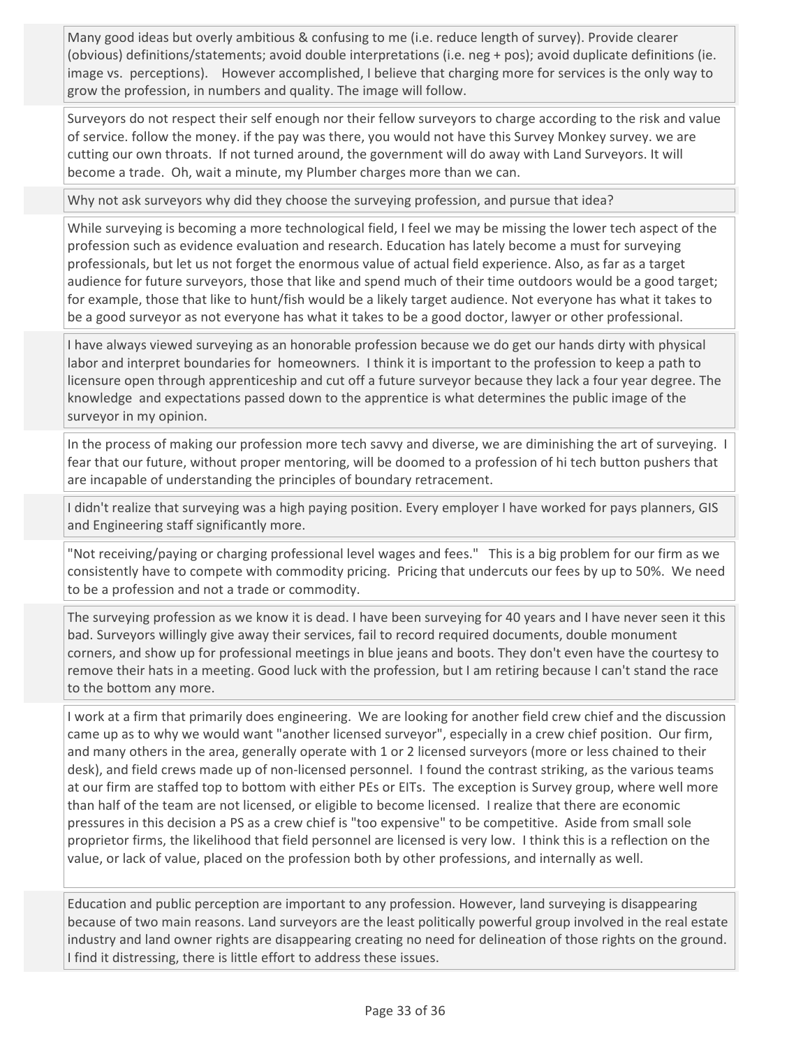Many good ideas but overly ambitious & confusing to me (i.e. reduce length of survey). Provide clearer (obvious) definitions/statements; avoid double interpretations (i.e. neg + pos); avoid duplicate definitions (ie. image vs. perceptions). However accomplished, I believe that charging more for services is the only way to grow the profession, in numbers and quality. The image will follow.

Surveyors do not respect their self enough nor their fellow surveyors to charge according to the risk and value of service. follow the money. if the pay was there, you would not have this Survey Monkey survey. we are cutting our own throats. If not turned around, the government will do away with Land Surveyors. It will become a trade. Oh, wait a minute, my Plumber charges more than we can.

Why not ask surveyors why did they choose the surveying profession, and pursue that idea?

While surveying is becoming a more technological field, I feel we may be missing the lower tech aspect of the profession such as evidence evaluation and research. Education has lately become a must for surveying professionals, but let us not forget the enormous value of actual field experience. Also, as far as a target audience for future surveyors, those that like and spend much of their time outdoors would be a good target; for example, those that like to hunt/fish would be a likely target audience. Not everyone has what it takes to be a good surveyor as not everyone has what it takes to be a good doctor, lawyer or other professional.

I have always viewed surveying as an honorable profession because we do get our hands dirty with physical labor and interpret boundaries for homeowners. I think it is important to the profession to keep a path to licensure open through apprenticeship and cut off a future surveyor because they lack a four year degree. The knowledge and expectations passed down to the apprentice is what determines the public image of the surveyor in my opinion.

In the process of making our profession more tech savvy and diverse, we are diminishing the art of surveying. I fear that our future, without proper mentoring, will be doomed to a profession of hi tech button pushers that are incapable of understanding the principles of boundary retracement.

I didn't realize that surveying was a high paying position. Every employer I have worked for pays planners, GIS and Engineering staff significantly more.

"Not receiving/paying or charging professional level wages and fees." This is a big problem for our firm as we consistently have to compete with commodity pricing. Pricing that undercuts our fees by up to 50%. We need to be a profession and not a trade or commodity.

The surveying profession as we know it is dead. I have been surveying for 40 years and I have never seen it this bad. Surveyors willingly give away their services, fail to record required documents, double monument corners, and show up for professional meetings in blue jeans and boots. They don't even have the courtesy to remove their hats in a meeting. Good luck with the profession, but I am retiring because I can't stand the race to the bottom any more.

I work at a firm that primarily does engineering. We are looking for another field crew chief and the discussion came up as to why we would want "another licensed surveyor", especially in a crew chief position. Our firm, and many others in the area, generally operate with 1 or 2 licensed surveyors (more or less chained to their desk), and field crews made up of non-licensed personnel. I found the contrast striking, as the various teams at our firm are staffed top to bottom with either PEs or EITs. The exception is Survey group, where well more than half of the team are not licensed, or eligible to become licensed. I realize that there are economic pressures in this decision a PS as a crew chief is "too expensive" to be competitive. Aside from small sole proprietor firms, the likelihood that field personnel are licensed is very low. I think this is a reflection on the value, or lack of value, placed on the profession both by other professions, and internally as well.

Education and public perception are important to any profession. However, land surveying is disappearing because of two main reasons. Land surveyors are the least politically powerful group involved in the real estate industry and land owner rights are disappearing creating no need for delineation of those rights on the ground. I find it distressing, there is little effort to address these issues.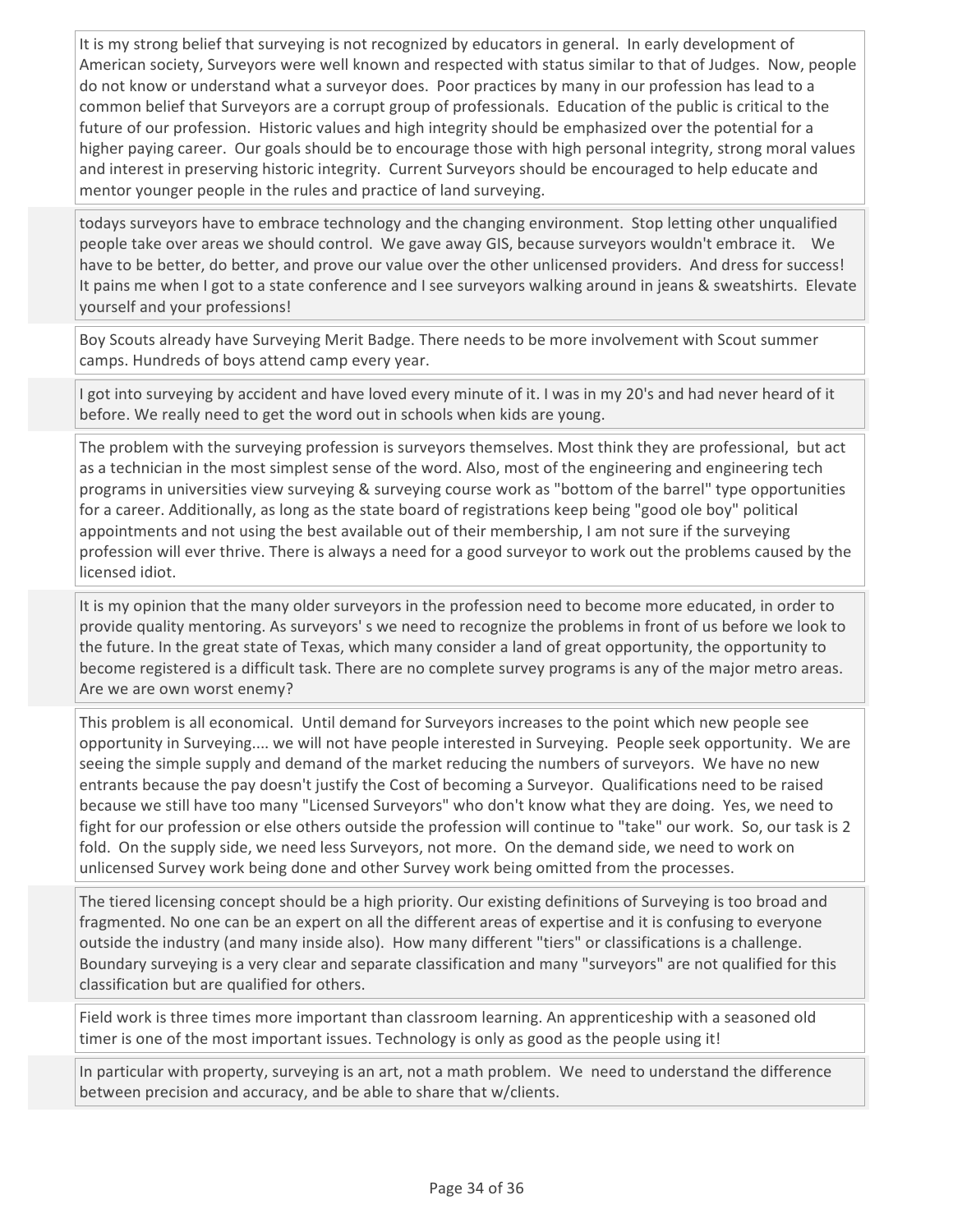It is my strong belief that surveying is not recognized by educators in general. In early development of American society, Surveyors were well known and respected with status similar to that of Judges. Now, people do not know or understand what a surveyor does. Poor practices by many in our profession has lead to a common belief that Surveyors are a corrupt group of professionals. Education of the public is critical to the future of our profession. Historic values and high integrity should be emphasized over the potential for a higher paying career. Our goals should be to encourage those with high personal integrity, strong moral values and interest in preserving historic integrity. Current Surveyors should be encouraged to help educate and mentor younger people in the rules and practice of land surveying.

todays surveyors have to embrace technology and the changing environment. Stop letting other unqualified people take over areas we should control. We gave away GIS, because surveyors wouldn't embrace it. We have to be better, do better, and prove our value over the other unlicensed providers. And dress for success! It pains me when I got to a state conference and I see surveyors walking around in jeans & sweatshirts. Elevate yourself and your professions!

Boy Scouts already have Surveying Merit Badge. There needs to be more involvement with Scout summer camps. Hundreds of boys attend camp every year.

I got into surveying by accident and have loved every minute of it. I was in my 20's and had never heard of it before. We really need to get the word out in schools when kids are young.

The problem with the surveying profession is surveyors themselves. Most think they are professional, but act as a technician in the most simplest sense of the word. Also, most of the engineering and engineering tech programs in universities view surveying & surveying course work as "bottom of the barrel" type opportunities for a career. Additionally, as long as the state board of registrations keep being "good ole boy" political appointments and not using the best available out of their membership, I am not sure if the surveying profession will ever thrive. There is always a need for a good surveyor to work out the problems caused by the licensed idiot.

It is my opinion that the many older surveyors in the profession need to become more educated, in order to provide quality mentoring. As surveyors' s we need to recognize the problems in front of us before we look to the future. In the great state of Texas, which many consider a land of great opportunity, the opportunity to become registered is a difficult task. There are no complete survey programs is any of the major metro areas. Are we are own worst enemy?

This problem is all economical. Until demand for Surveyors increases to the point which new people see opportunity in Surveying.... we will not have people interested in Surveying. People seek opportunity. We are seeing the simple supply and demand of the market reducing the numbers of surveyors. We have no new entrants because the pay doesn't justify the Cost of becoming a Surveyor. Qualifications need to be raised because we still have too many "Licensed Surveyors" who don't know what they are doing. Yes, we need to fight for our profession or else others outside the profession will continue to "take" our work. So, our task is 2 fold. On the supply side, we need less Surveyors, not more. On the demand side, we need to work on unlicensed Survey work being done and other Survey work being omitted from the processes.

The tiered licensing concept should be a high priority. Our existing definitions of Surveying is too broad and fragmented. No one can be an expert on all the different areas of expertise and it is confusing to everyone outside the industry (and many inside also). How many different "tiers" or classifications is a challenge. Boundary surveying is a very clear and separate classification and many "surveyors" are not qualified for this classification but are qualified for others.

Field work is three times more important than classroom learning. An apprenticeship with a seasoned old timer is one of the most important issues. Technology is only as good as the people using it!

In particular with property, surveying is an art, not a math problem. We need to understand the difference between precision and accuracy, and be able to share that w/clients.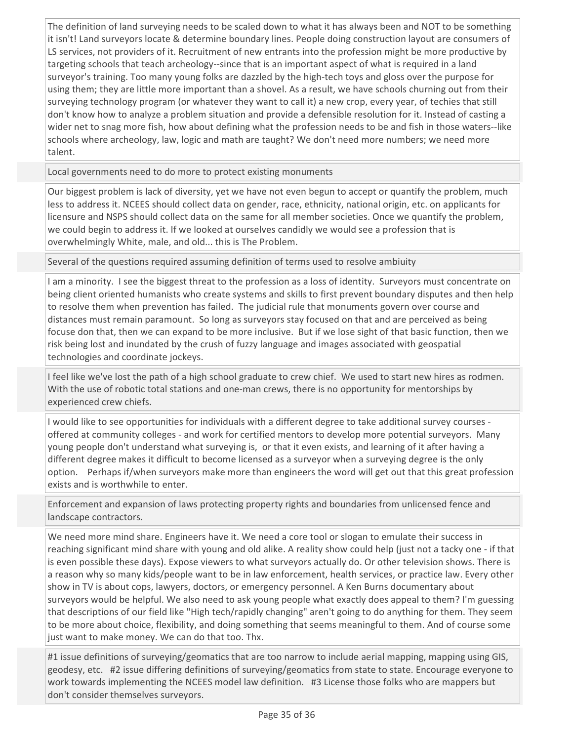The definition of land surveying needs to be scaled down to what it has always been and NOT to be something it isn't! Land surveyors locate & determine boundary lines. People doing construction layout are consumers of LS services, not providers of it. Recruitment of new entrants into the profession might be more productive by targeting schools that teach archeology--since that is an important aspect of what is required in a land surveyor's training. Too many young folks are dazzled by the high-tech toys and gloss over the purpose for using them; they are little more important than a shovel. As a result, we have schools churning out from their surveying technology program (or whatever they want to call it) a new crop, every year, of techies that still don't know how to analyze a problem situation and provide a defensible resolution for it. Instead of casting a wider net to snag more fish, how about defining what the profession needs to be and fish in those waters--like schools where archeology, law, logic and math are taught? We don't need more numbers; we need more talent.

Local governments need to do more to protect existing monuments

Our biggest problem is lack of diversity, yet we have not even begun to accept or quantify the problem, much less to address it. NCEES should collect data on gender, race, ethnicity, national origin, etc. on applicants for licensure and NSPS should collect data on the same for all member societies. Once we quantify the problem, we could begin to address it. If we looked at ourselves candidly we would see a profession that is overwhelmingly White, male, and old... this is The Problem.

Several of the questions required assuming definition of terms used to resolve ambiuity

I am a minority. I see the biggest threat to the profession as a loss of identity. Surveyors must concentrate on being client oriented humanists who create systems and skills to first prevent boundary disputes and then help to resolve them when prevention has failed. The judicial rule that monuments govern over course and distances must remain paramount. So long as surveyors stay focused on that and are perceived as being focuse don that, then we can expand to be more inclusive. But if we lose sight of that basic function, then we risk being lost and inundated by the crush of fuzzy language and images associated with geospatial technologies and coordinate jockeys.

I feel like we've lost the path of a high school graduate to crew chief. We used to start new hires as rodmen. With the use of robotic total stations and one-man crews, there is no opportunity for mentorships by experienced crew chiefs.

I would like to see opportunities for individuals with a different degree to take additional survey courses - offered at community colleges - and work for certified mentors to develop more potential surveyors. Many young people don't understand what surveying is, or that it even exists, and learning of it after having a different degree makes it difficult to become licensed as a surveyor when a surveying degree is the only option. Perhaps if/when surveyors make more than engineers the word will get out that this great profession exists and is worthwhile to enter.

Enforcement and expansion of laws protecting property rights and boundaries from unlicensed fence and landscape contractors.

We need more mind share. Engineers have it. We need a core tool or slogan to emulate their success in reaching significant mind share with young and old alike. A reality show could help (just not a tacky one - if that is even possible these days). Expose viewers to what surveyors actually do. Or other television shows. There is a reason why so many kids/people want to be in law enforcement, health services, or practice law. Every other show in TV is about cops, lawyers, doctors, or emergency personnel. A Ken Burns documentary about surveyors would be helpful. We also need to ask young people what exactly does appeal to them? I'm guessing that descriptions of our field like "High tech/rapidly changing" aren't going to do anything for them. They seem to be more about choice, flexibility, and doing something that seems meaningful to them. And of course some just want to make money. We can do that too. Thx.

#1 issue definitions of surveying/geomatics that are too narrow to include aerial mapping, mapping using GIS, geodesy, etc. #2 issue differing definitions of surveying/geomatics from state to state. Encourage everyone to work towards implementing the NCEES model law definition. #3 License those folks who are mappers but don't consider themselves surveyors.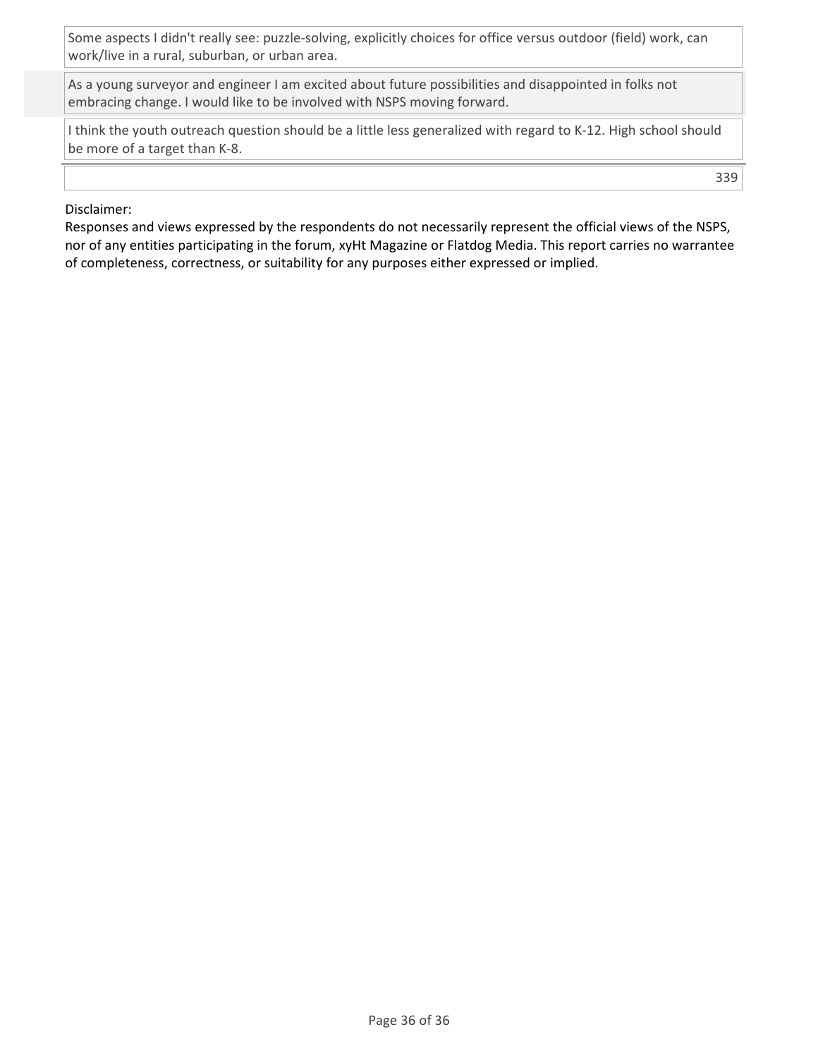| |
|---|
| Some aspects I didn't really see: puzzle-solving, explicitly choices for office versus outdoor (field) work, can work/live in a rural, suburban, or urban area. |
| As a young surveyor and engineer I am excited about future possibilities and disappointed in folks not embracing change. I would like to be involved with NSPS moving forward. |
| I think the youth outreach question should be a little less generalized with regard to K-12. High school should be more of a target than K-8. |
| 339 |

Disclaimer:
Responses and views expressed by the respondents do not necessarily represent the official views of the NSPS, nor of any entities participating in the forum, xyHt Magazine or Flatdog Media. This report carries no warrantee of completeness, correctness, or suitability for any purposes either expressed or implied.